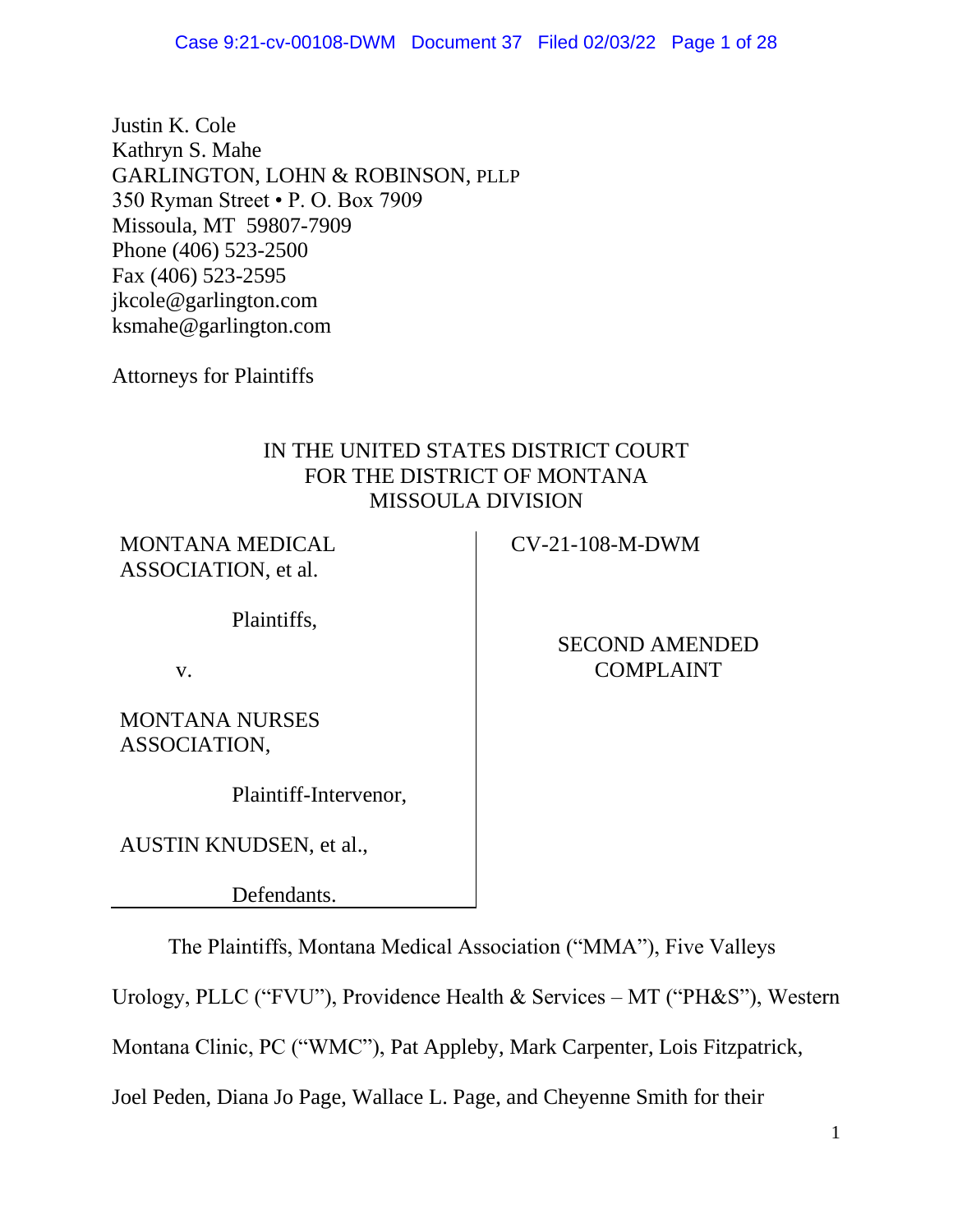Justin K. Cole
Kathryn S. Mahe
GARLINGTON, LOHN & ROBINSON, PLLP
350 Ryman Street • P. O. Box 7909
Missoula, MT 59807-7909
Phone (406) 523-2500
Fax (406) 523-2595
jkcole@garlington.com
ksmahe@garlington.com

Attorneys for Plaintiffs

IN THE UNITED STATES DISTRICT COURT
FOR THE DISTRICT OF MONTANA
MISSOULA DIVISION

| | |
|---|---|
| MONTANA MEDICAL ASSOCIATION, et al.<br><br>Plaintiffs,<br><br>v.<br><br>MONTANA NURSES ASSOCIATION,<br><br>Plaintiff-Intervenor,<br><br>AUSTIN KNUDSEN, et al.,<br><br>Defendants. | CV-21-108-M-DWM<br><br>SECOND AMENDED COMPLAINT |

The Plaintiffs, Montana Medical Association ("MMA"), Five Valleys Urology, PLLC ("FVU"), Providence Health & Services – MT ("PH&S"), Western Montana Clinic, PC ("WMC"), Pat Appleby, Mark Carpenter, Lois Fitzpatrick, Joel Peden, Diana Jo Page, Wallace L. Page, and Cheyenne Smith for their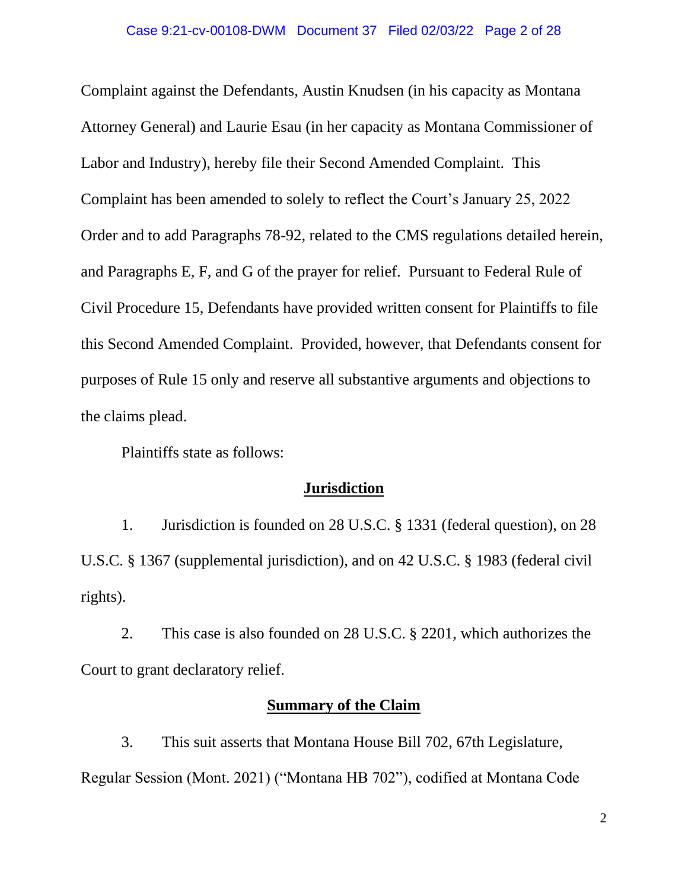Complaint against the Defendants, Austin Knudsen (in his capacity as Montana Attorney General) and Laurie Esau (in her capacity as Montana Commissioner of Labor and Industry), hereby file their Second Amended Complaint. This Complaint has been amended to solely to reflect the Court's January 25, 2022 Order and to add Paragraphs 78-92, related to the CMS regulations detailed herein, and Paragraphs E, F, and G of the prayer for relief. Pursuant to Federal Rule of Civil Procedure 15, Defendants have provided written consent for Plaintiffs to file this Second Amended Complaint. Provided, however, that Defendants consent for purposes of Rule 15 only and reserve all substantive arguments and objections to the claims plead.

Plaintiffs state as follows:

## Jurisdiction

1. Jurisdiction is founded on 28 U.S.C. § 1331 (federal question), on 28 U.S.C. § 1367 (supplemental jurisdiction), and on 42 U.S.C. § 1983 (federal civil rights).

2. This case is also founded on 28 U.S.C. § 2201, which authorizes the Court to grant declaratory relief.

## Summary of the Claim

3. This suit asserts that Montana House Bill 702, 67th Legislature, Regular Session (Mont. 2021) ("Montana HB 702"), codified at Montana Code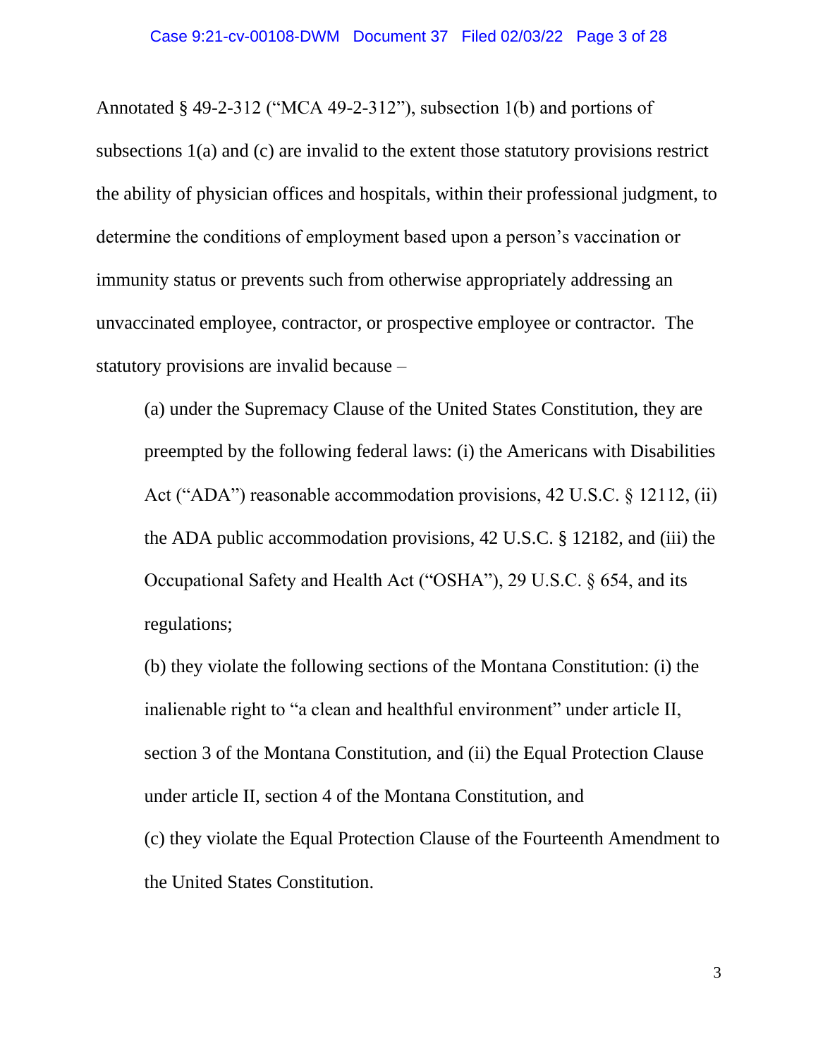Annotated § 49-2-312 ("MCA 49-2-312"), subsection 1(b) and portions of subsections 1(a) and (c) are invalid to the extent those statutory provisions restrict the ability of physician offices and hospitals, within their professional judgment, to determine the conditions of employment based upon a person's vaccination or immunity status or prevents such from otherwise appropriately addressing an unvaccinated employee, contractor, or prospective employee or contractor. The statutory provisions are invalid because –

(a) under the Supremacy Clause of the United States Constitution, they are preempted by the following federal laws: (i) the Americans with Disabilities Act ("ADA") reasonable accommodation provisions, 42 U.S.C. § 12112, (ii) the ADA public accommodation provisions, 42 U.S.C. § 12182, and (iii) the Occupational Safety and Health Act ("OSHA"), 29 U.S.C. § 654, and its regulations;

(b) they violate the following sections of the Montana Constitution: (i) the inalienable right to "a clean and healthful environment" under article II, section 3 of the Montana Constitution, and (ii) the Equal Protection Clause under article II, section 4 of the Montana Constitution, and

(c) they violate the Equal Protection Clause of the Fourteenth Amendment to the United States Constitution.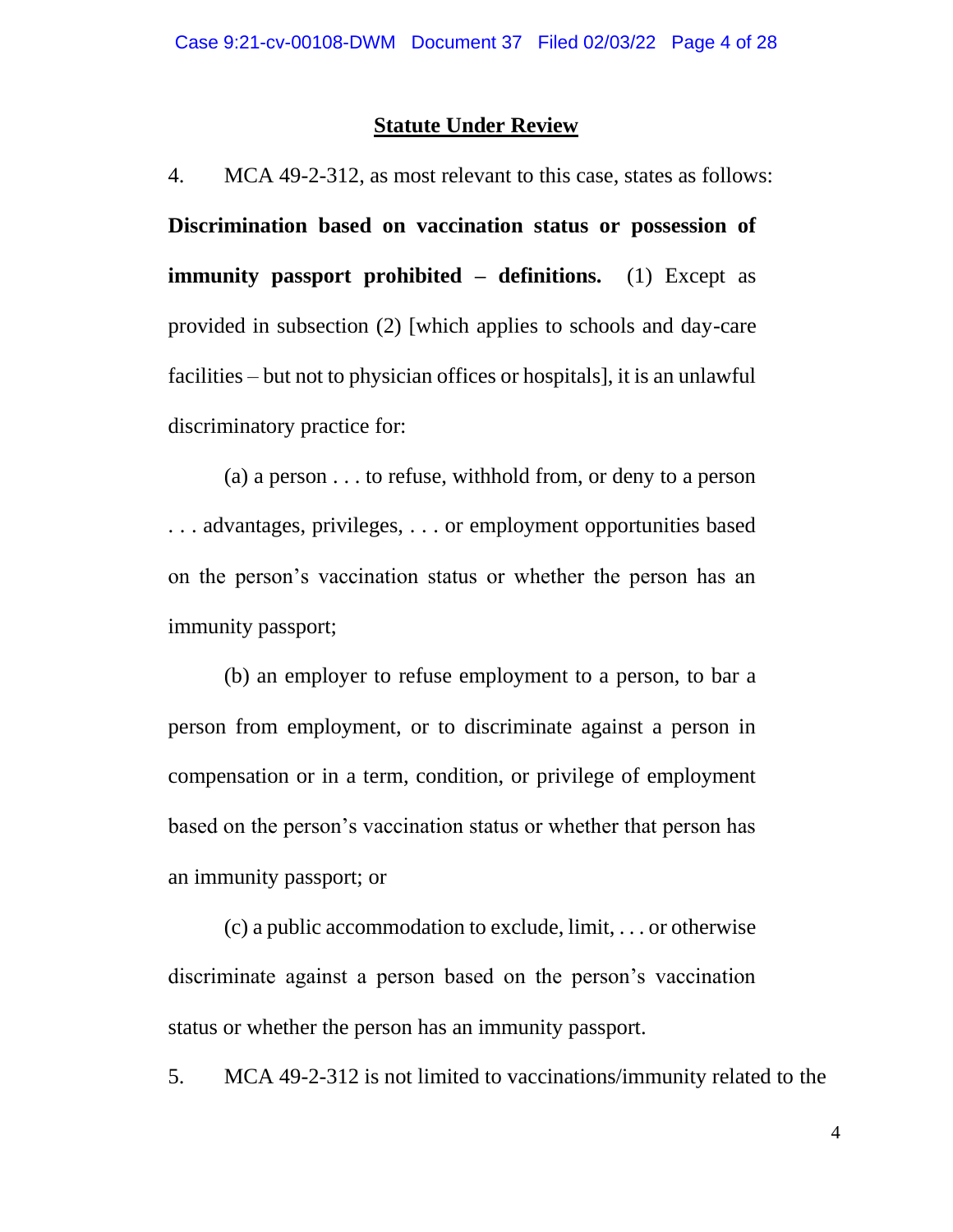## Statute Under Review

4. MCA 49-2-312, as most relevant to this case, states as follows: **Discrimination based on vaccination status or possession of immunity passport prohibited – definitions.** (1) Except as provided in subsection (2) [which applies to schools and day-care facilities – but not to physician offices or hospitals], it is an unlawful discriminatory practice for:

(a) a person . . . to refuse, withhold from, or deny to a person . . . advantages, privileges, . . . or employment opportunities based on the person's vaccination status or whether the person has an immunity passport;

(b) an employer to refuse employment to a person, to bar a person from employment, or to discriminate against a person in compensation or in a term, condition, or privilege of employment based on the person's vaccination status or whether that person has an immunity passport; or

(c) a public accommodation to exclude, limit, . . . or otherwise discriminate against a person based on the person's vaccination status or whether the person has an immunity passport.

5. MCA 49-2-312 is not limited to vaccinations/immunity related to the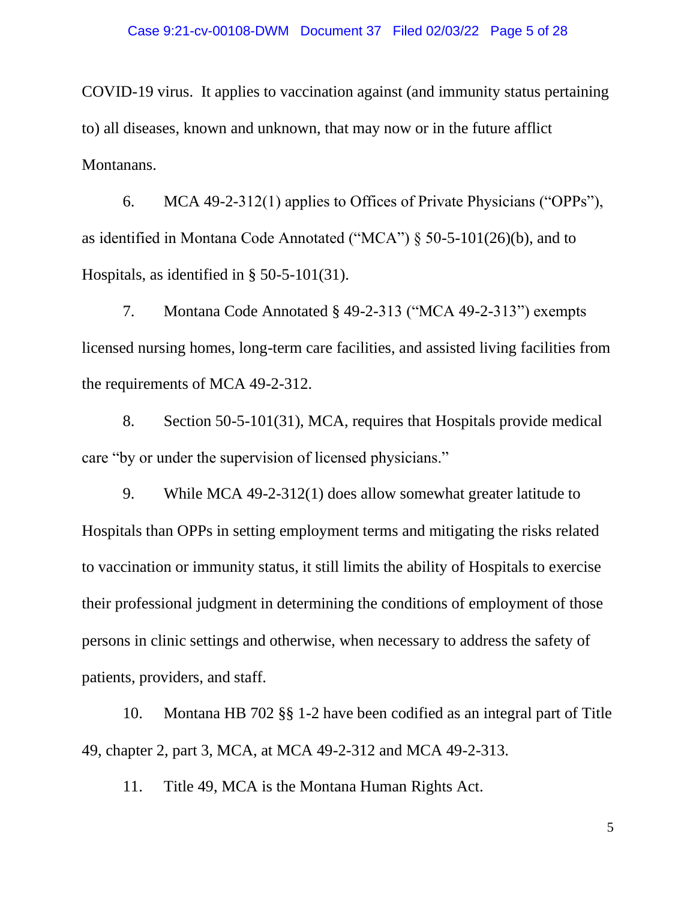COVID-19 virus. It applies to vaccination against (and immunity status pertaining to) all diseases, known and unknown, that may now or in the future afflict Montanans.

6. MCA 49-2-312(1) applies to Offices of Private Physicians ("OPPs"), as identified in Montana Code Annotated ("MCA") § 50-5-101(26)(b), and to Hospitals, as identified in § 50-5-101(31).

7. Montana Code Annotated § 49-2-313 ("MCA 49-2-313") exempts licensed nursing homes, long-term care facilities, and assisted living facilities from the requirements of MCA 49-2-312.

8. Section 50-5-101(31), MCA, requires that Hospitals provide medical care "by or under the supervision of licensed physicians."

9. While MCA 49-2-312(1) does allow somewhat greater latitude to Hospitals than OPPs in setting employment terms and mitigating the risks related to vaccination or immunity status, it still limits the ability of Hospitals to exercise their professional judgment in determining the conditions of employment of those persons in clinic settings and otherwise, when necessary to address the safety of patients, providers, and staff.

10. Montana HB 702 §§ 1-2 have been codified as an integral part of Title 49, chapter 2, part 3, MCA, at MCA 49-2-312 and MCA 49-2-313.

11. Title 49, MCA is the Montana Human Rights Act.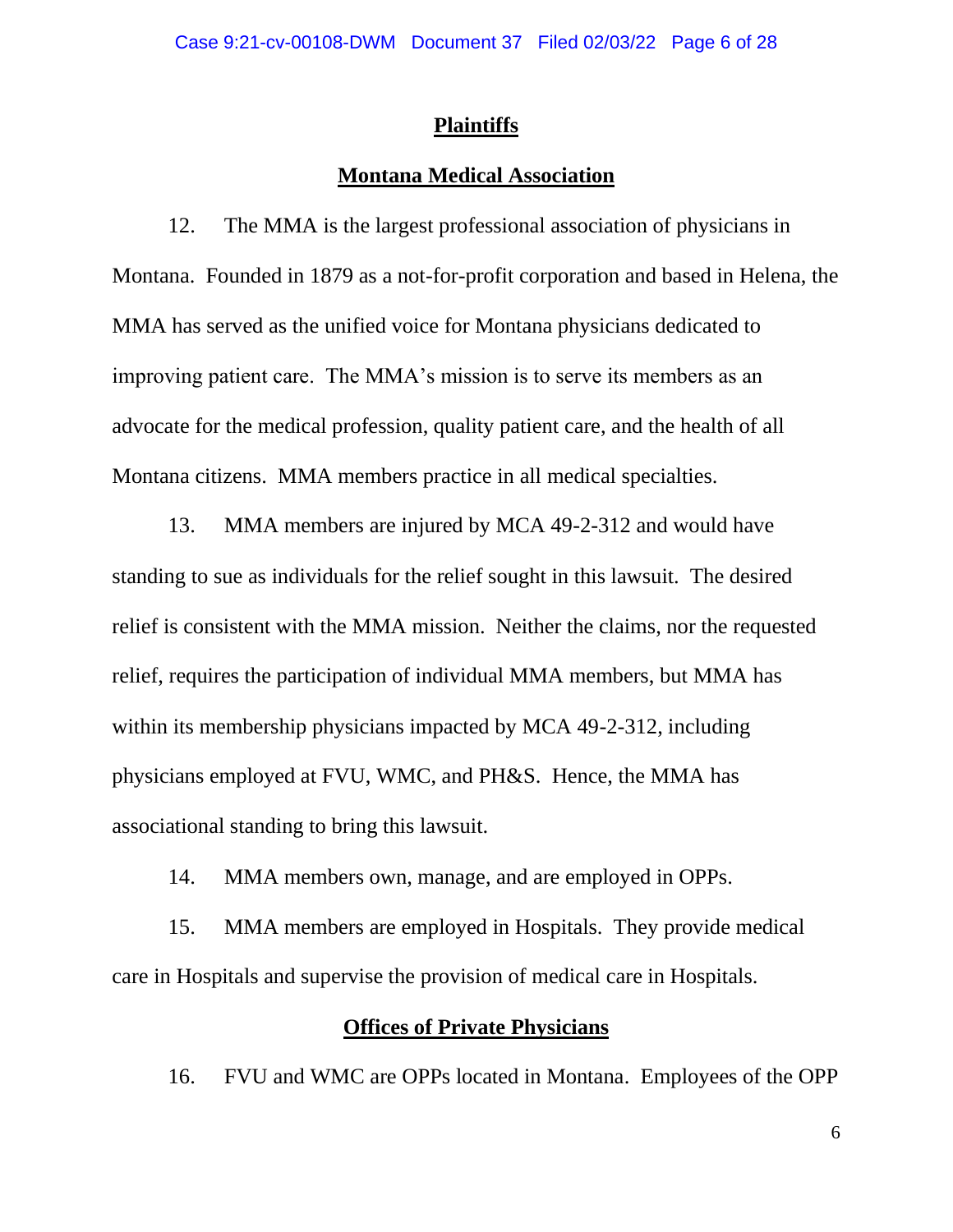## Plaintiffs

### Montana Medical Association

12. The MMA is the largest professional association of physicians in Montana. Founded in 1879 as a not-for-profit corporation and based in Helena, the MMA has served as the unified voice for Montana physicians dedicated to improving patient care. The MMA's mission is to serve its members as an advocate for the medical profession, quality patient care, and the health of all Montana citizens. MMA members practice in all medical specialties.

13. MMA members are injured by MCA 49-2-312 and would have standing to sue as individuals for the relief sought in this lawsuit. The desired relief is consistent with the MMA mission. Neither the claims, nor the requested relief, requires the participation of individual MMA members, but MMA has within its membership physicians impacted by MCA 49-2-312, including physicians employed at FVU, WMC, and PH&S. Hence, the MMA has associational standing to bring this lawsuit.

14. MMA members own, manage, and are employed in OPPs.

15. MMA members are employed in Hospitals. They provide medical care in Hospitals and supervise the provision of medical care in Hospitals.

### Offices of Private Physicians

16. FVU and WMC are OPPs located in Montana. Employees of the OPP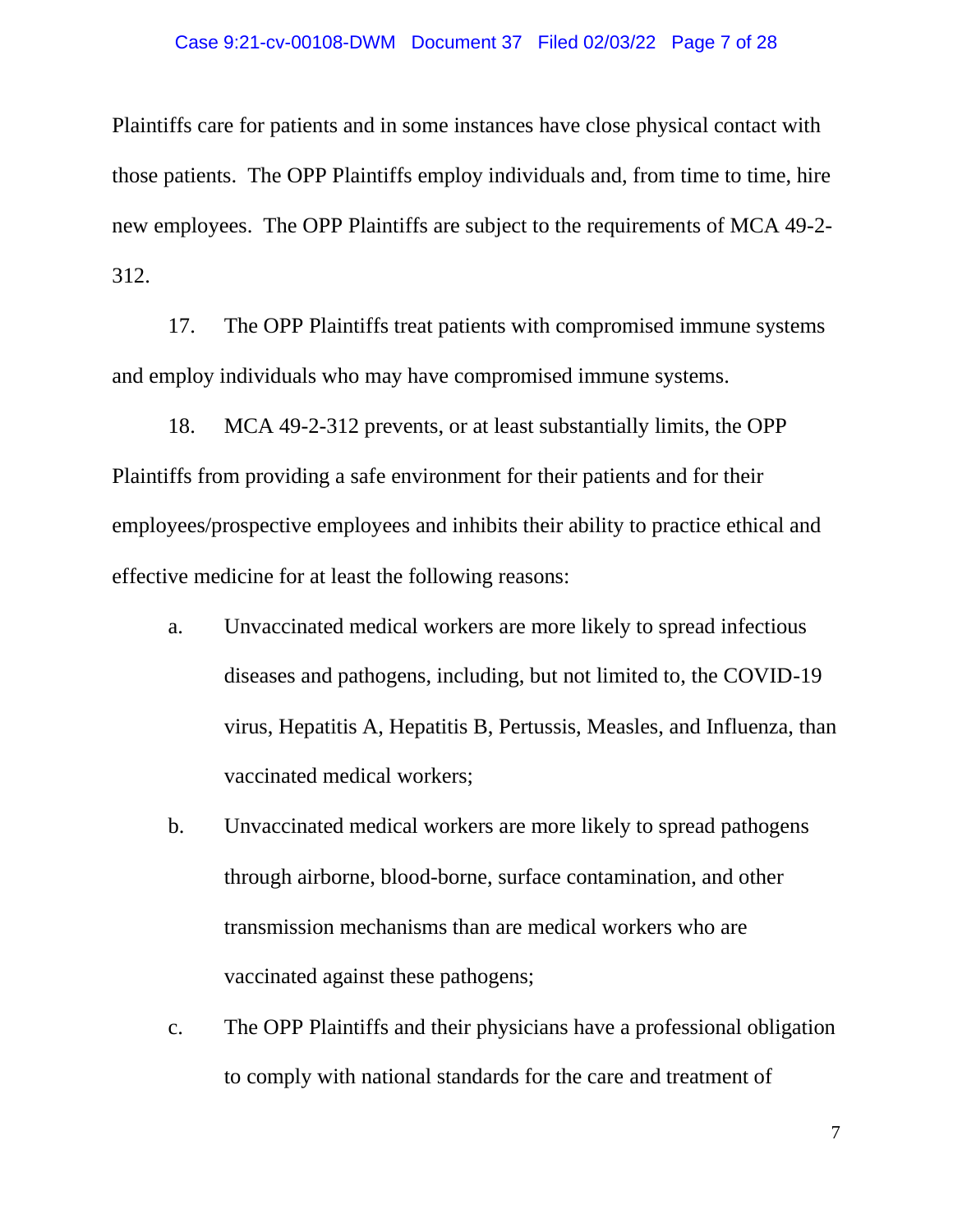Plaintiffs care for patients and in some instances have close physical contact with those patients. The OPP Plaintiffs employ individuals and, from time to time, hire new employees. The OPP Plaintiffs are subject to the requirements of MCA 49-2-312.

17. The OPP Plaintiffs treat patients with compromised immune systems and employ individuals who may have compromised immune systems.

18. MCA 49-2-312 prevents, or at least substantially limits, the OPP Plaintiffs from providing a safe environment for their patients and for their employees/prospective employees and inhibits their ability to practice ethical and effective medicine for at least the following reasons:

a. Unvaccinated medical workers are more likely to spread infectious diseases and pathogens, including, but not limited to, the COVID-19 virus, Hepatitis A, Hepatitis B, Pertussis, Measles, and Influenza, than vaccinated medical workers;

b. Unvaccinated medical workers are more likely to spread pathogens through airborne, blood-borne, surface contamination, and other transmission mechanisms than are medical workers who are vaccinated against these pathogens;

c. The OPP Plaintiffs and their physicians have a professional obligation to comply with national standards for the care and treatment of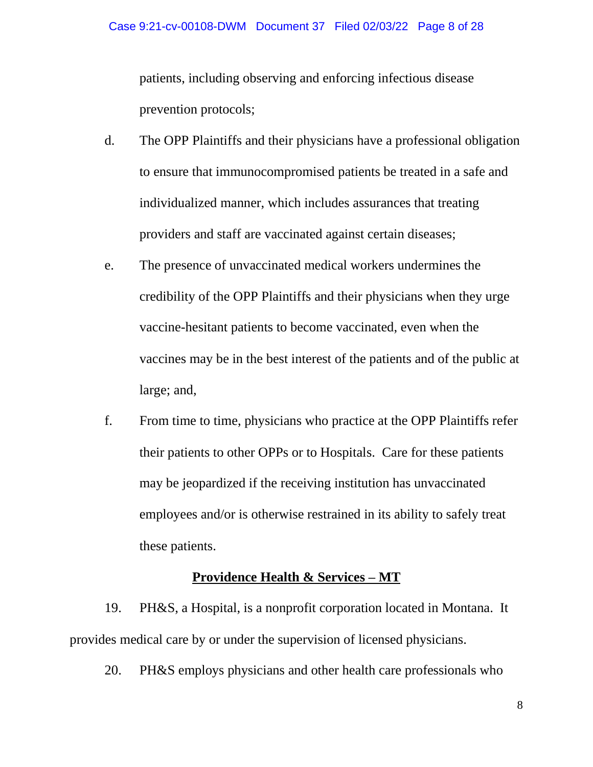patients, including observing and enforcing infectious disease prevention protocols;

d. The OPP Plaintiffs and their physicians have a professional obligation to ensure that immunocompromised patients be treated in a safe and individualized manner, which includes assurances that treating providers and staff are vaccinated against certain diseases;

e. The presence of unvaccinated medical workers undermines the credibility of the OPP Plaintiffs and their physicians when they urge vaccine-hesitant patients to become vaccinated, even when the vaccines may be in the best interest of the patients and of the public at large; and,

f. From time to time, physicians who practice at the OPP Plaintiffs refer their patients to other OPPs or to Hospitals. Care for these patients may be jeopardized if the receiving institution has unvaccinated employees and/or is otherwise restrained in its ability to safely treat these patients.

**<u>Providence Health & Services – MT</u>**

19. PH&S, a Hospital, is a nonprofit corporation located in Montana. It provides medical care by or under the supervision of licensed physicians.

20. PH&S employs physicians and other health care professionals who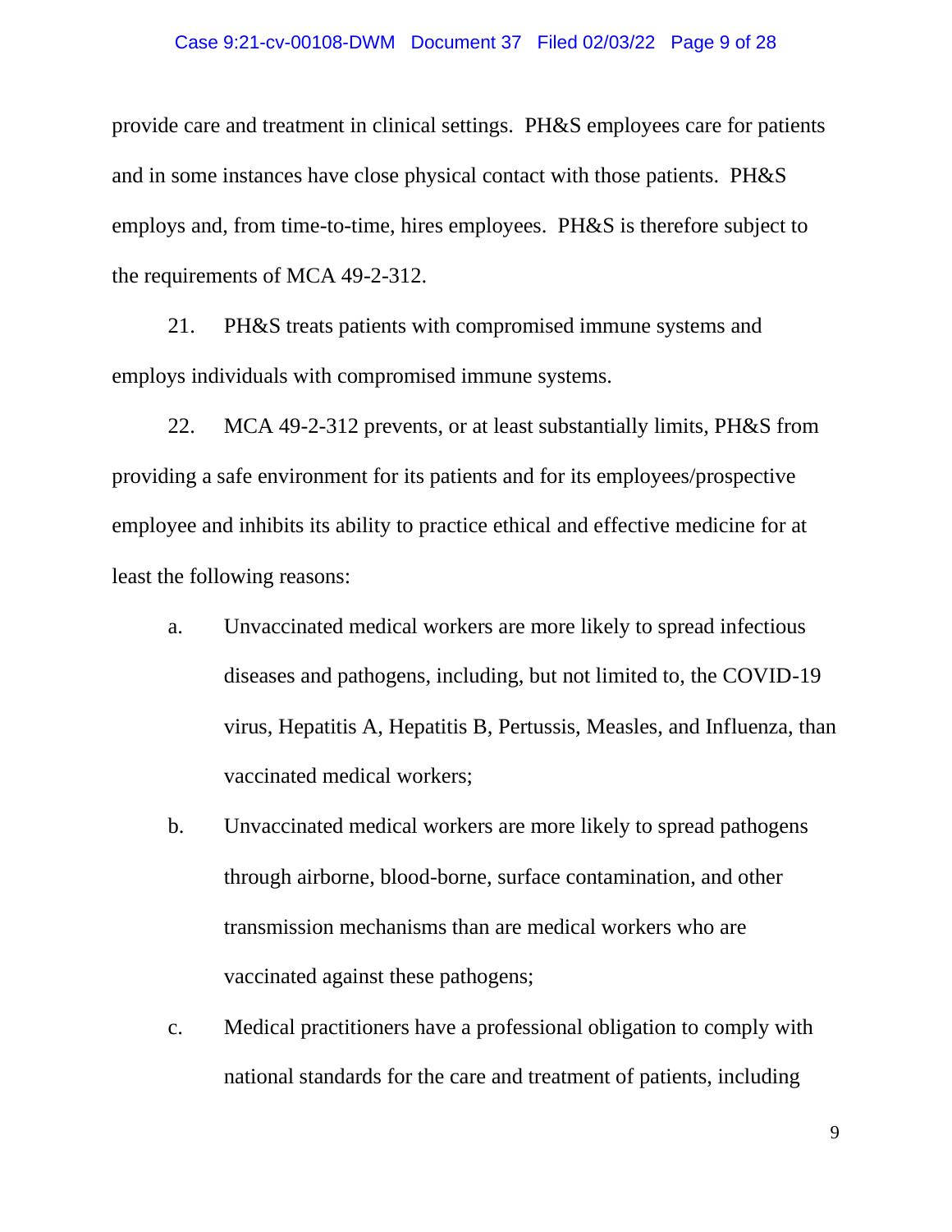provide care and treatment in clinical settings. PH&S employees care for patients and in some instances have close physical contact with those patients. PH&S employs and, from time-to-time, hires employees. PH&S is therefore subject to the requirements of MCA 49-2-312.

21. PH&S treats patients with compromised immune systems and employs individuals with compromised immune systems.

22. MCA 49-2-312 prevents, or at least substantially limits, PH&S from providing a safe environment for its patients and for its employees/prospective employee and inhibits its ability to practice ethical and effective medicine for at least the following reasons:

a. Unvaccinated medical workers are more likely to spread infectious diseases and pathogens, including, but not limited to, the COVID-19 virus, Hepatitis A, Hepatitis B, Pertussis, Measles, and Influenza, than vaccinated medical workers;

b. Unvaccinated medical workers are more likely to spread pathogens through airborne, blood-borne, surface contamination, and other transmission mechanisms than are medical workers who are vaccinated against these pathogens;

c. Medical practitioners have a professional obligation to comply with national standards for the care and treatment of patients, including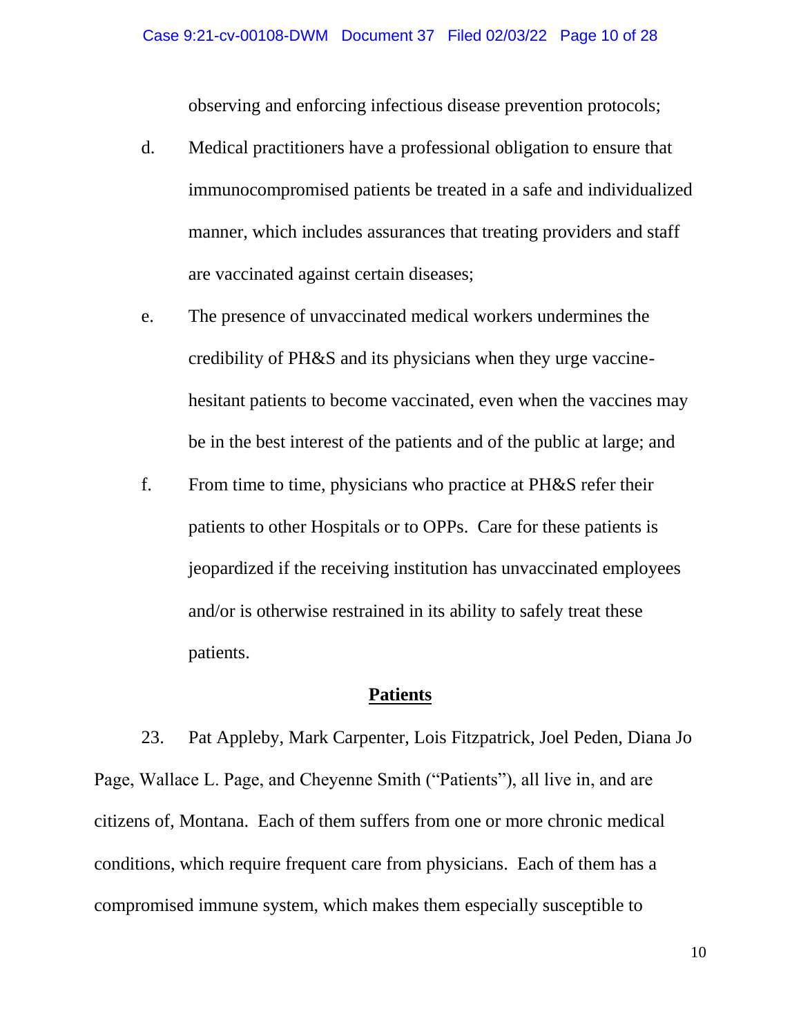observing and enforcing infectious disease prevention protocols;

d. Medical practitioners have a professional obligation to ensure that immunocompromised patients be treated in a safe and individualized manner, which includes assurances that treating providers and staff are vaccinated against certain diseases;

e. The presence of unvaccinated medical workers undermines the credibility of PH&S and its physicians when they urge vaccine-hesitant patients to become vaccinated, even when the vaccines may be in the best interest of the patients and of the public at large; and

f. From time to time, physicians who practice at PH&S refer their patients to other Hospitals or to OPPs. Care for these patients is jeopardized if the receiving institution has unvaccinated employees and/or is otherwise restrained in its ability to safely treat these patients.

## **Patients**

23. Pat Appleby, Mark Carpenter, Lois Fitzpatrick, Joel Peden, Diana Jo Page, Wallace L. Page, and Cheyenne Smith ("Patients"), all live in, and are citizens of, Montana. Each of them suffers from one or more chronic medical conditions, which require frequent care from physicians. Each of them has a compromised immune system, which makes them especially susceptible to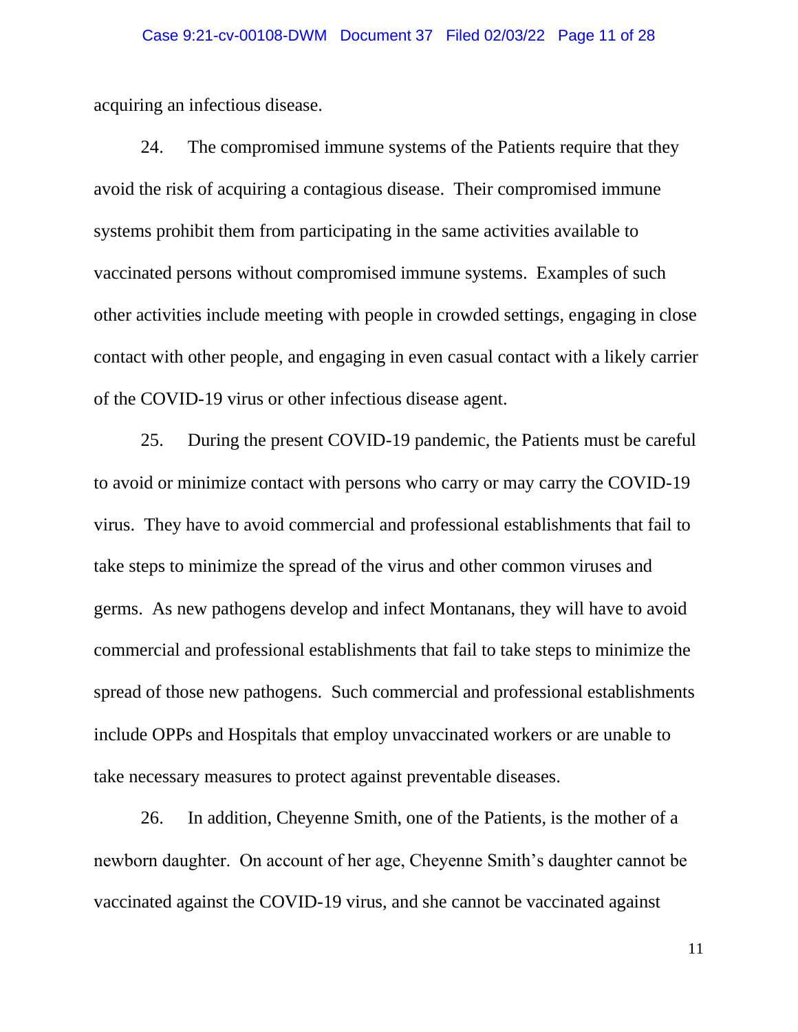acquiring an infectious disease.

24. The compromised immune systems of the Patients require that they avoid the risk of acquiring a contagious disease. Their compromised immune systems prohibit them from participating in the same activities available to vaccinated persons without compromised immune systems. Examples of such other activities include meeting with people in crowded settings, engaging in close contact with other people, and engaging in even casual contact with a likely carrier of the COVID-19 virus or other infectious disease agent.

25. During the present COVID-19 pandemic, the Patients must be careful to avoid or minimize contact with persons who carry or may carry the COVID-19 virus. They have to avoid commercial and professional establishments that fail to take steps to minimize the spread of the virus and other common viruses and germs. As new pathogens develop and infect Montanans, they will have to avoid commercial and professional establishments that fail to take steps to minimize the spread of those new pathogens. Such commercial and professional establishments include OPPs and Hospitals that employ unvaccinated workers or are unable to take necessary measures to protect against preventable diseases.

26. In addition, Cheyenne Smith, one of the Patients, is the mother of a newborn daughter. On account of her age, Cheyenne Smith's daughter cannot be vaccinated against the COVID-19 virus, and she cannot be vaccinated against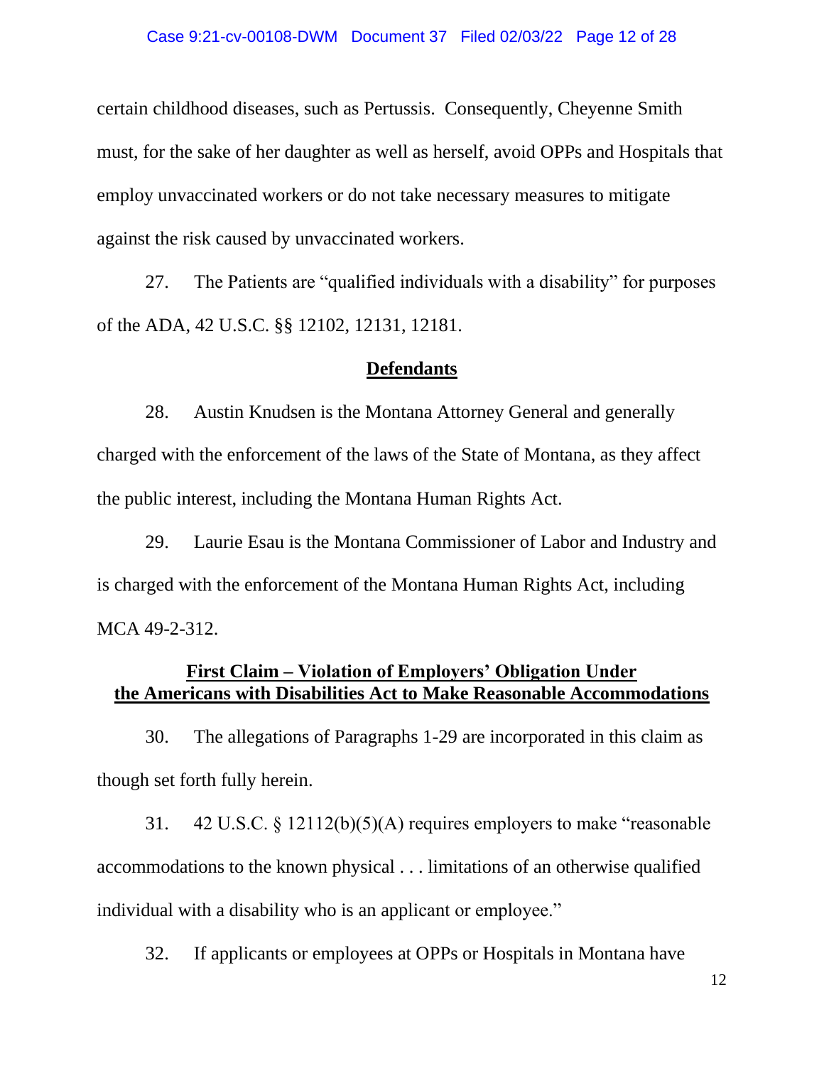certain childhood diseases, such as Pertussis. Consequently, Cheyenne Smith must, for the sake of her daughter as well as herself, avoid OPPs and Hospitals that employ unvaccinated workers or do not take necessary measures to mitigate against the risk caused by unvaccinated workers.

27. The Patients are "qualified individuals with a disability" for purposes of the ADA, 42 U.S.C. §§ 12102, 12131, 12181.

## Defendants

28. Austin Knudsen is the Montana Attorney General and generally charged with the enforcement of the laws of the State of Montana, as they affect the public interest, including the Montana Human Rights Act.

29. Laurie Esau is the Montana Commissioner of Labor and Industry and is charged with the enforcement of the Montana Human Rights Act, including MCA 49-2-312.

## First Claim – Violation of Employers' Obligation Under the Americans with Disabilities Act to Make Reasonable Accommodations

30. The allegations of Paragraphs 1-29 are incorporated in this claim as though set forth fully herein.

31. 42 U.S.C. § 12112(b)(5)(A) requires employers to make "reasonable accommodations to the known physical . . . limitations of an otherwise qualified individual with a disability who is an applicant or employee."

32. If applicants or employees at OPPs or Hospitals in Montana have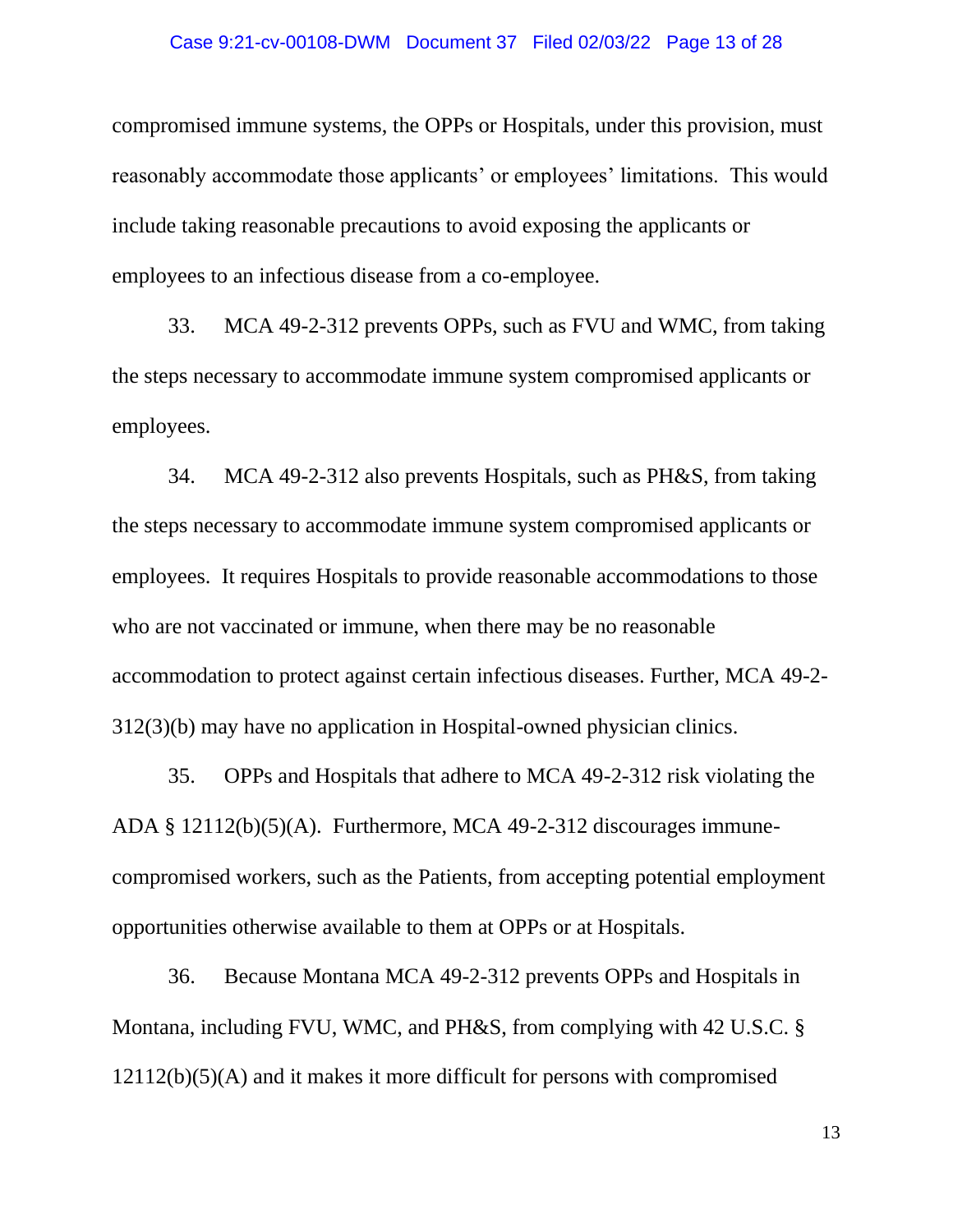compromised immune systems, the OPPs or Hospitals, under this provision, must reasonably accommodate those applicants' or employees' limitations. This would include taking reasonable precautions to avoid exposing the applicants or employees to an infectious disease from a co-employee.

33. MCA 49-2-312 prevents OPPs, such as FVU and WMC, from taking the steps necessary to accommodate immune system compromised applicants or employees.

34. MCA 49-2-312 also prevents Hospitals, such as PH&S, from taking the steps necessary to accommodate immune system compromised applicants or employees. It requires Hospitals to provide reasonable accommodations to those who are not vaccinated or immune, when there may be no reasonable accommodation to protect against certain infectious diseases. Further, MCA 49-2-312(3)(b) may have no application in Hospital-owned physician clinics.

35. OPPs and Hospitals that adhere to MCA 49-2-312 risk violating the ADA § 12112(b)(5)(A). Furthermore, MCA 49-2-312 discourages immune-compromised workers, such as the Patients, from accepting potential employment opportunities otherwise available to them at OPPs or at Hospitals.

36. Because Montana MCA 49-2-312 prevents OPPs and Hospitals in Montana, including FVU, WMC, and PH&S, from complying with 42 U.S.C. § 12112(b)(5)(A) and it makes it more difficult for persons with compromised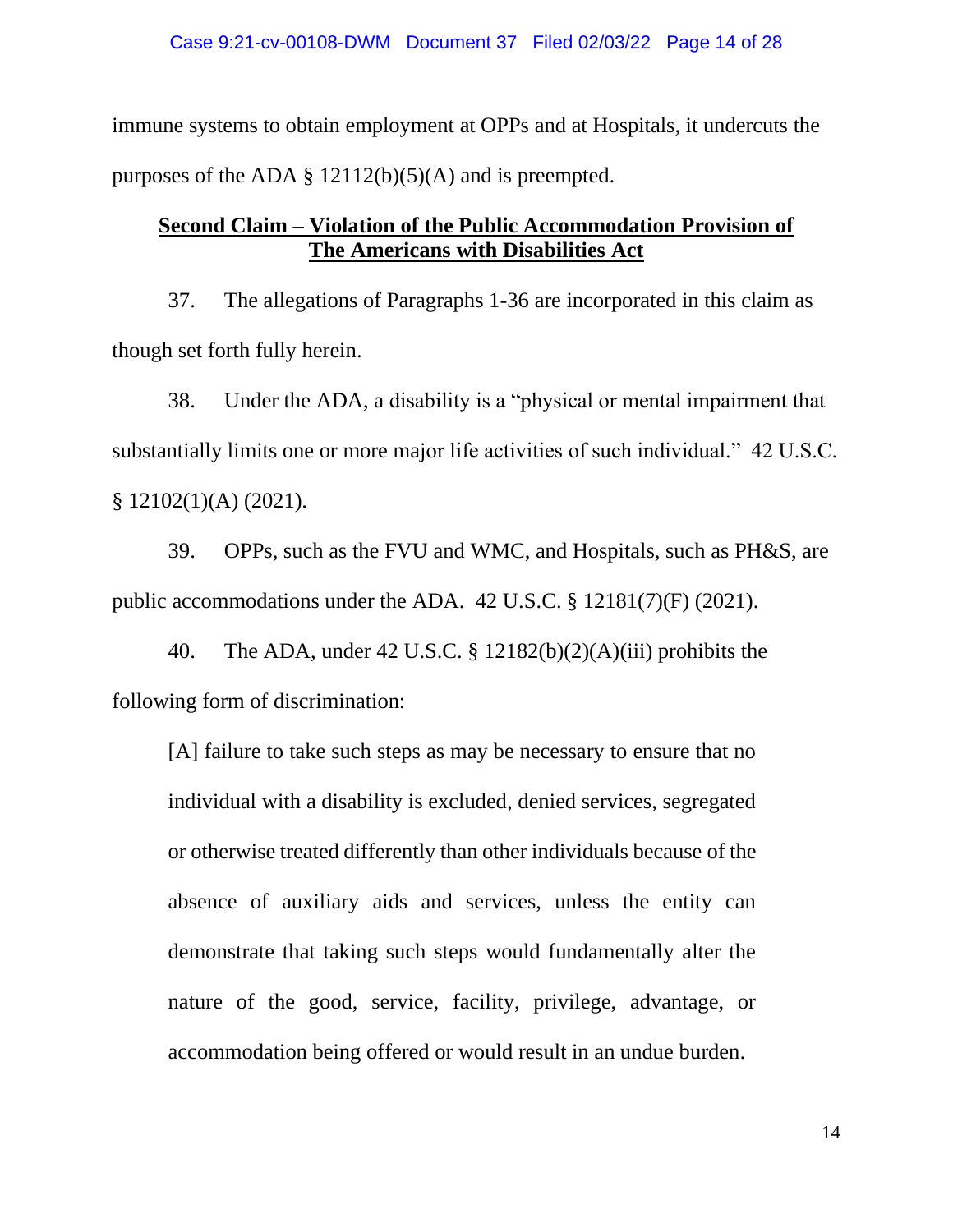immune systems to obtain employment at OPPs and at Hospitals, it undercuts the purposes of the ADA § 12112(b)(5)(A) and is preempted.

## **Second Claim – Violation of the Public Accommodation Provision of The Americans with Disabilities Act**

37. The allegations of Paragraphs 1-36 are incorporated in this claim as though set forth fully herein.

38. Under the ADA, a disability is a "physical or mental impairment that substantially limits one or more major life activities of such individual." 42 U.S.C. § 12102(1)(A) (2021).

39. OPPs, such as the FVU and WMC, and Hospitals, such as PH&S, are public accommodations under the ADA. 42 U.S.C. § 12181(7)(F) (2021).

40. The ADA, under 42 U.S.C. § 12182(b)(2)(A)(iii) prohibits the following form of discrimination:

> [A] failure to take such steps as may be necessary to ensure that no individual with a disability is excluded, denied services, segregated or otherwise treated differently than other individuals because of the absence of auxiliary aids and services, unless the entity can demonstrate that taking such steps would fundamentally alter the nature of the good, service, facility, privilege, advantage, or accommodation being offered or would result in an undue burden.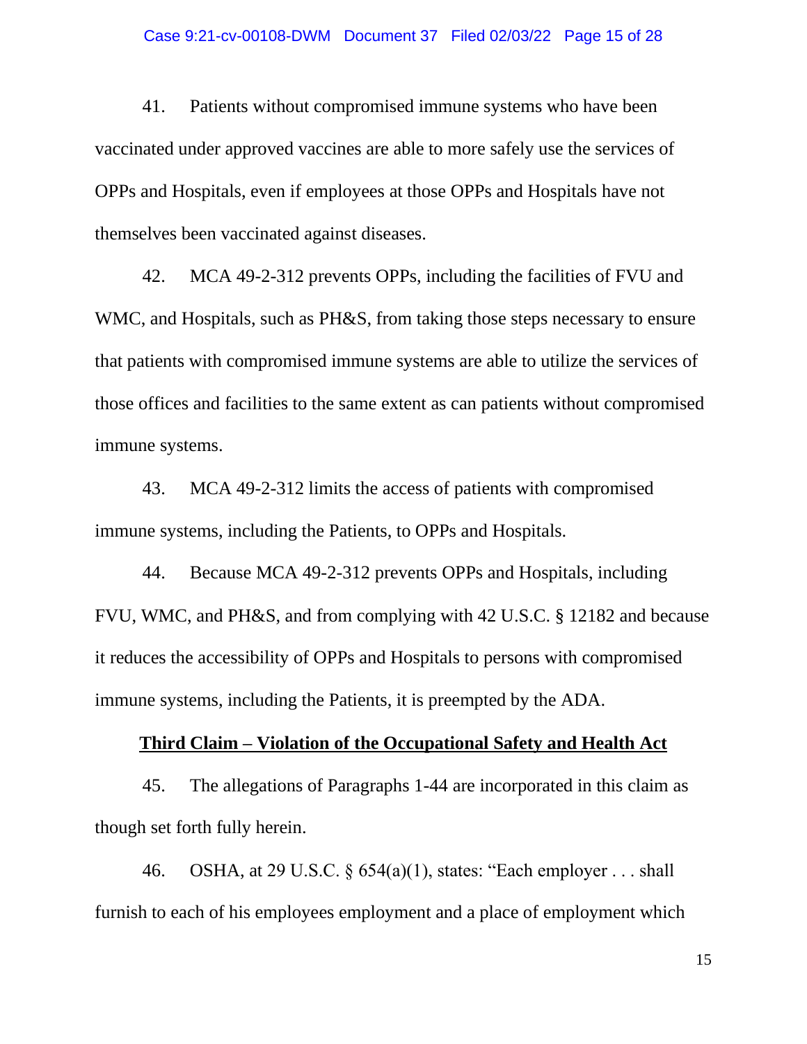41. Patients without compromised immune systems who have been vaccinated under approved vaccines are able to more safely use the services of OPPs and Hospitals, even if employees at those OPPs and Hospitals have not themselves been vaccinated against diseases.

42. MCA 49-2-312 prevents OPPs, including the facilities of FVU and WMC, and Hospitals, such as PH&S, from taking those steps necessary to ensure that patients with compromised immune systems are able to utilize the services of those offices and facilities to the same extent as can patients without compromised immune systems.

43. MCA 49-2-312 limits the access of patients with compromised immune systems, including the Patients, to OPPs and Hospitals.

44. Because MCA 49-2-312 prevents OPPs and Hospitals, including FVU, WMC, and PH&S, and from complying with 42 U.S.C. § 12182 and because it reduces the accessibility of OPPs and Hospitals to persons with compromised immune systems, including the Patients, it is preempted by the ADA.

**Third Claim – Violation of the Occupational Safety and Health Act**

45. The allegations of Paragraphs 1-44 are incorporated in this claim as though set forth fully herein.

46. OSHA, at 29 U.S.C. § 654(a)(1), states: "Each employer . . . shall furnish to each of his employees employment and a place of employment which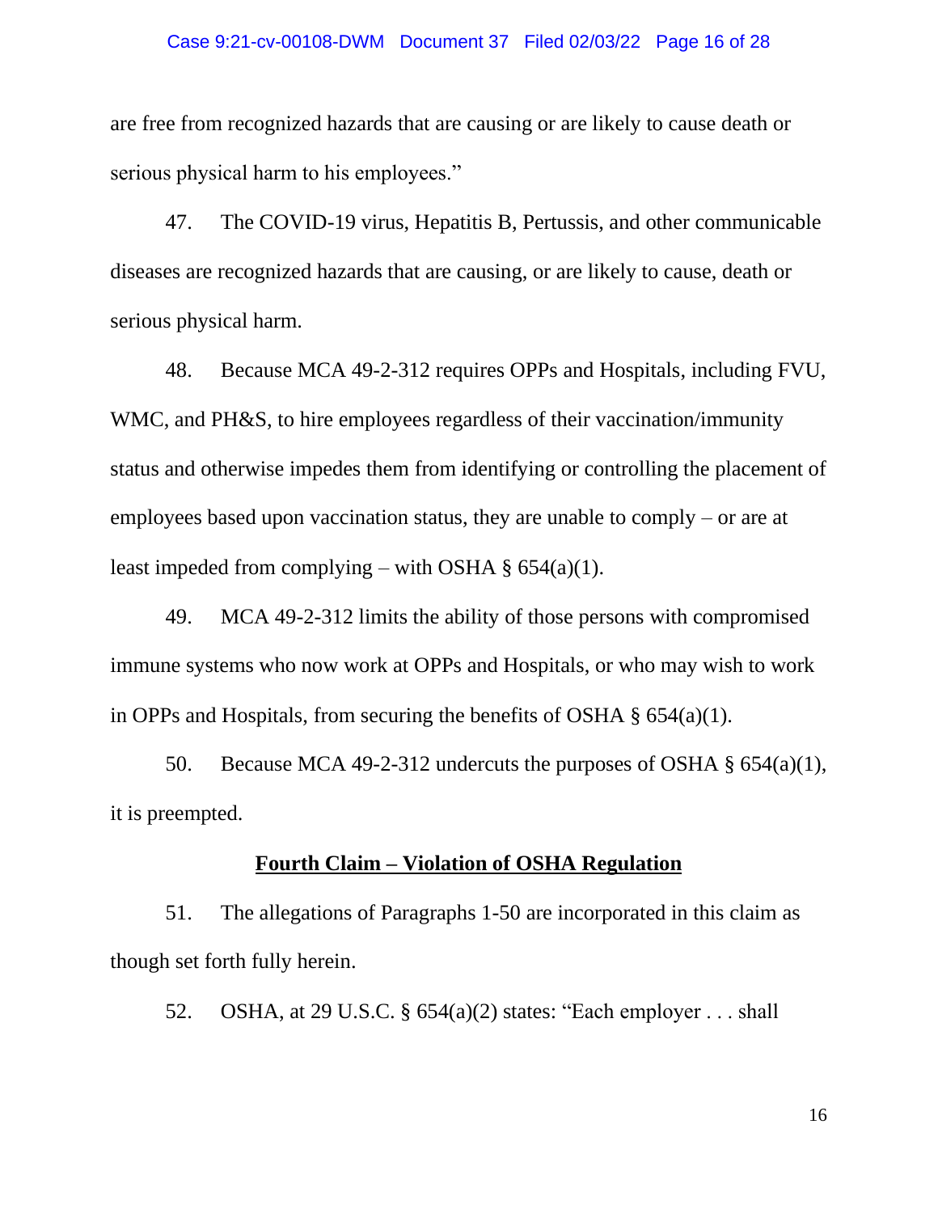are free from recognized hazards that are causing or are likely to cause death or serious physical harm to his employees."

47. The COVID-19 virus, Hepatitis B, Pertussis, and other communicable diseases are recognized hazards that are causing, or are likely to cause, death or serious physical harm.

48. Because MCA 49-2-312 requires OPPs and Hospitals, including FVU, WMC, and PH&S, to hire employees regardless of their vaccination/immunity status and otherwise impedes them from identifying or controlling the placement of employees based upon vaccination status, they are unable to comply – or are at least impeded from complying – with OSHA § 654(a)(1).

49. MCA 49-2-312 limits the ability of those persons with compromised immune systems who now work at OPPs and Hospitals, or who may wish to work in OPPs and Hospitals, from securing the benefits of OSHA § 654(a)(1).

50. Because MCA 49-2-312 undercuts the purposes of OSHA § 654(a)(1), it is preempted.

**Fourth Claim – Violation of OSHA Regulation**

51. The allegations of Paragraphs 1-50 are incorporated in this claim as though set forth fully herein.

52. OSHA, at 29 U.S.C. § 654(a)(2) states: "Each employer . . . shall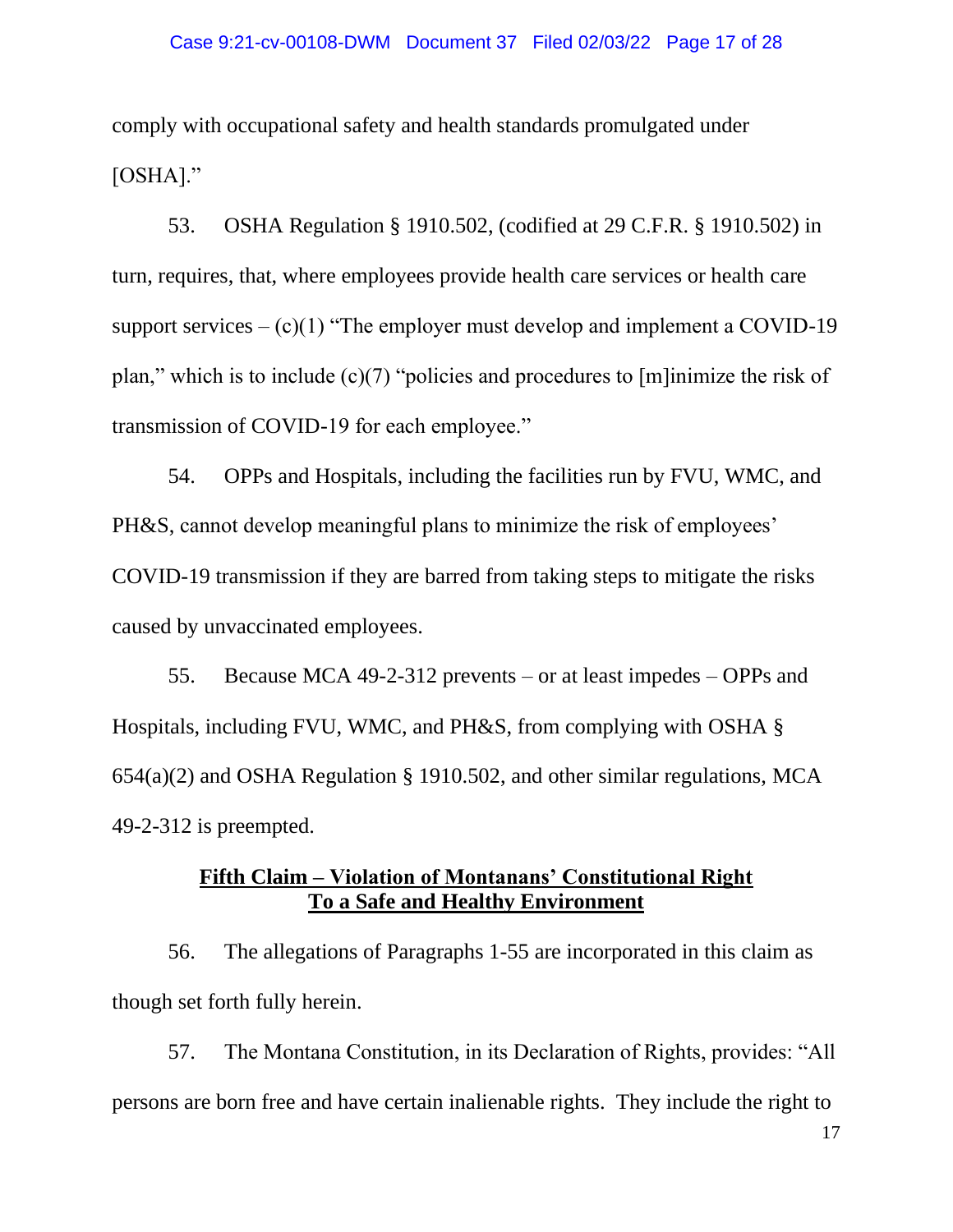comply with occupational safety and health standards promulgated under [OSHA]."

53. OSHA Regulation § 1910.502, (codified at 29 C.F.R. § 1910.502) in turn, requires, that, where employees provide health care services or health care support services – (c)(1) "The employer must develop and implement a COVID-19 plan," which is to include (c)(7) "policies and procedures to [m]inimize the risk of transmission of COVID-19 for each employee."

54. OPPs and Hospitals, including the facilities run by FVU, WMC, and PH&S, cannot develop meaningful plans to minimize the risk of employees' COVID-19 transmission if they are barred from taking steps to mitigate the risks caused by unvaccinated employees.

55. Because MCA 49-2-312 prevents – or at least impedes – OPPs and Hospitals, including FVU, WMC, and PH&S, from complying with OSHA § 654(a)(2) and OSHA Regulation § 1910.502, and other similar regulations, MCA 49-2-312 is preempted.

## Fifth Claim – Violation of Montanans' Constitutional Right To a Safe and Healthy Environment

56. The allegations of Paragraphs 1-55 are incorporated in this claim as though set forth fully herein.

57. The Montana Constitution, in its Declaration of Rights, provides: "All persons are born free and have certain inalienable rights. They include the right to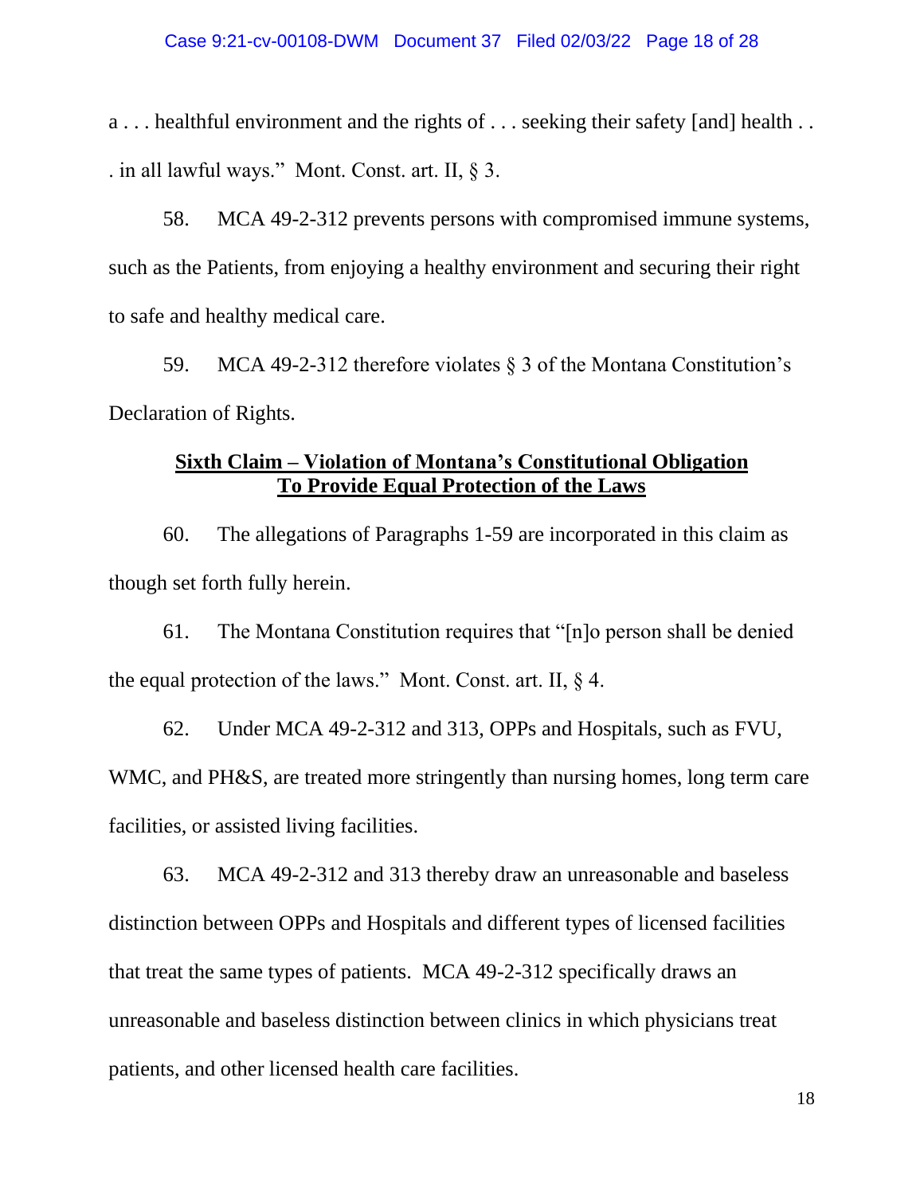a . . . healthful environment and the rights of . . . seeking their safety [and] health . . . in all lawful ways." Mont. Const. art. II, § 3.

58. MCA 49-2-312 prevents persons with compromised immune systems, such as the Patients, from enjoying a healthy environment and securing their right to safe and healthy medical care.

59. MCA 49-2-312 therefore violates § 3 of the Montana Constitution's Declaration of Rights.

## **Sixth Claim – Violation of Montana's Constitutional Obligation To Provide Equal Protection of the Laws**

60. The allegations of Paragraphs 1-59 are incorporated in this claim as though set forth fully herein.

61. The Montana Constitution requires that "[n]o person shall be denied the equal protection of the laws." Mont. Const. art. II, § 4.

62. Under MCA 49-2-312 and 313, OPPs and Hospitals, such as FVU, WMC, and PH&S, are treated more stringently than nursing homes, long term care facilities, or assisted living facilities.

63. MCA 49-2-312 and 313 thereby draw an unreasonable and baseless distinction between OPPs and Hospitals and different types of licensed facilities that treat the same types of patients. MCA 49-2-312 specifically draws an unreasonable and baseless distinction between clinics in which physicians treat patients, and other licensed health care facilities.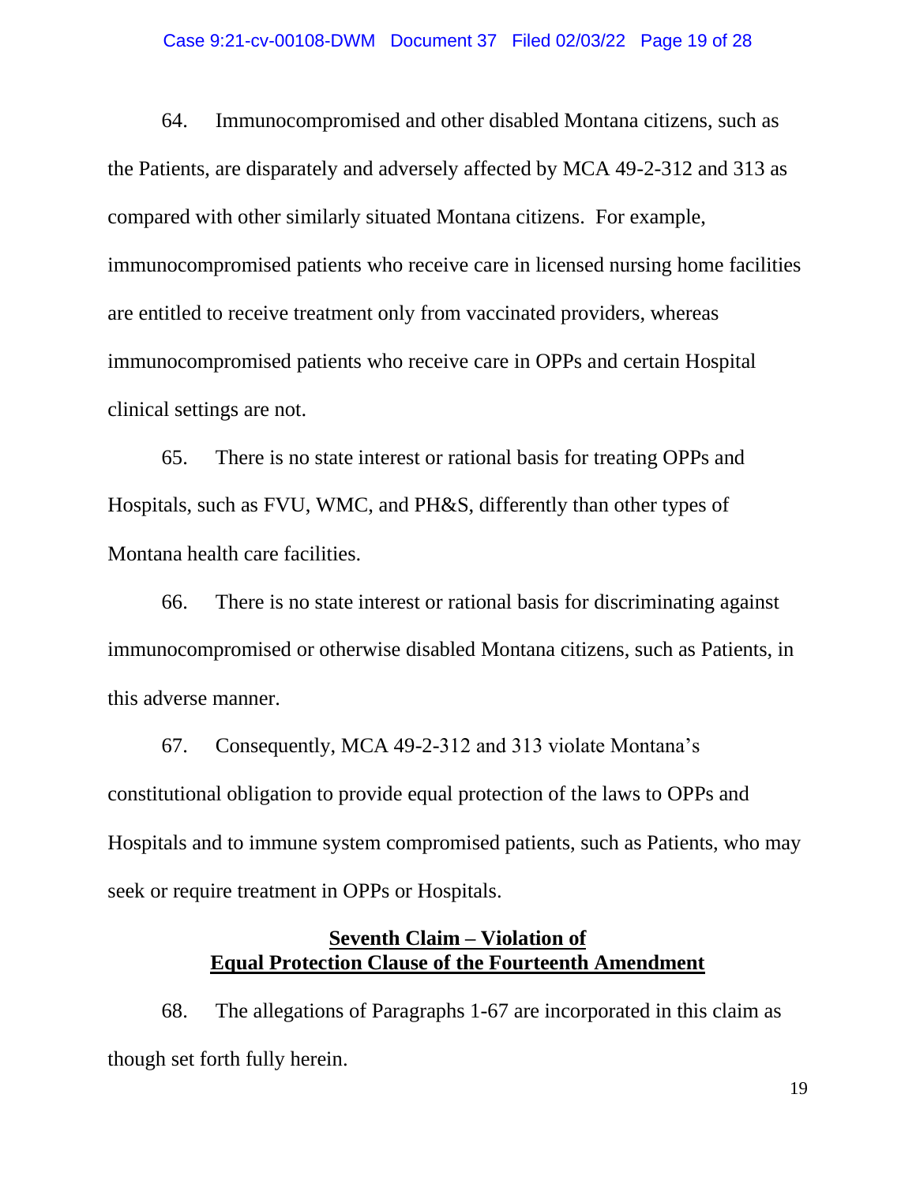64. Immunocompromised and other disabled Montana citizens, such as the Patients, are disparately and adversely affected by MCA 49-2-312 and 313 as compared with other similarly situated Montana citizens. For example, immunocompromised patients who receive care in licensed nursing home facilities are entitled to receive treatment only from vaccinated providers, whereas immunocompromised patients who receive care in OPPs and certain Hospital clinical settings are not.

65. There is no state interest or rational basis for treating OPPs and Hospitals, such as FVU, WMC, and PH&S, differently than other types of Montana health care facilities.

66. There is no state interest or rational basis for discriminating against immunocompromised or otherwise disabled Montana citizens, such as Patients, in this adverse manner.

67. Consequently, MCA 49-2-312 and 313 violate Montana's constitutional obligation to provide equal protection of the laws to OPPs and Hospitals and to immune system compromised patients, such as Patients, who may seek or require treatment in OPPs or Hospitals.

## Seventh Claim – Violation of Equal Protection Clause of the Fourteenth Amendment

68. The allegations of Paragraphs 1-67 are incorporated in this claim as though set forth fully herein.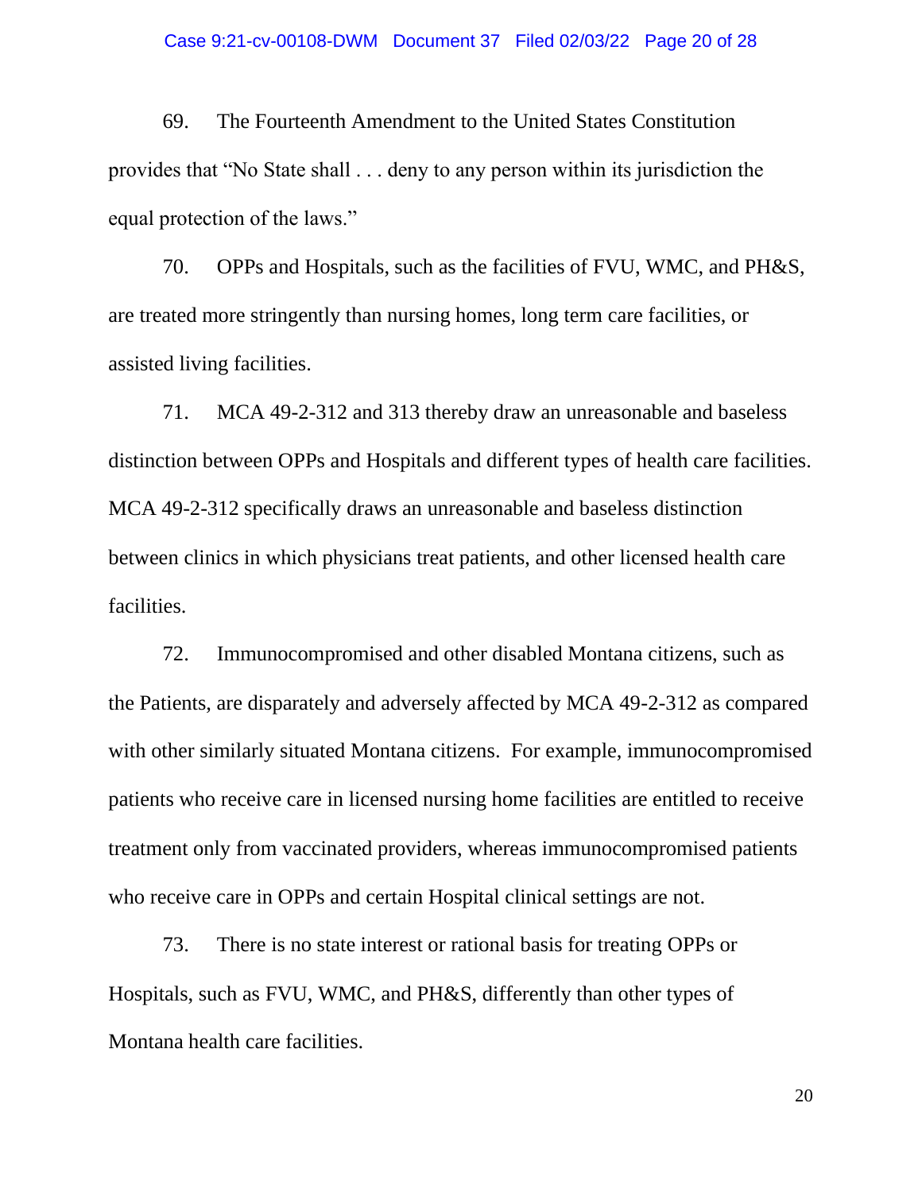69. The Fourteenth Amendment to the United States Constitution provides that "No State shall . . . deny to any person within its jurisdiction the equal protection of the laws."

70. OPPs and Hospitals, such as the facilities of FVU, WMC, and PH&S, are treated more stringently than nursing homes, long term care facilities, or assisted living facilities.

71. MCA 49-2-312 and 313 thereby draw an unreasonable and baseless distinction between OPPs and Hospitals and different types of health care facilities. MCA 49-2-312 specifically draws an unreasonable and baseless distinction between clinics in which physicians treat patients, and other licensed health care facilities.

72. Immunocompromised and other disabled Montana citizens, such as the Patients, are disparately and adversely affected by MCA 49-2-312 as compared with other similarly situated Montana citizens. For example, immunocompromised patients who receive care in licensed nursing home facilities are entitled to receive treatment only from vaccinated providers, whereas immunocompromised patients who receive care in OPPs and certain Hospital clinical settings are not.

73. There is no state interest or rational basis for treating OPPs or Hospitals, such as FVU, WMC, and PH&S, differently than other types of Montana health care facilities.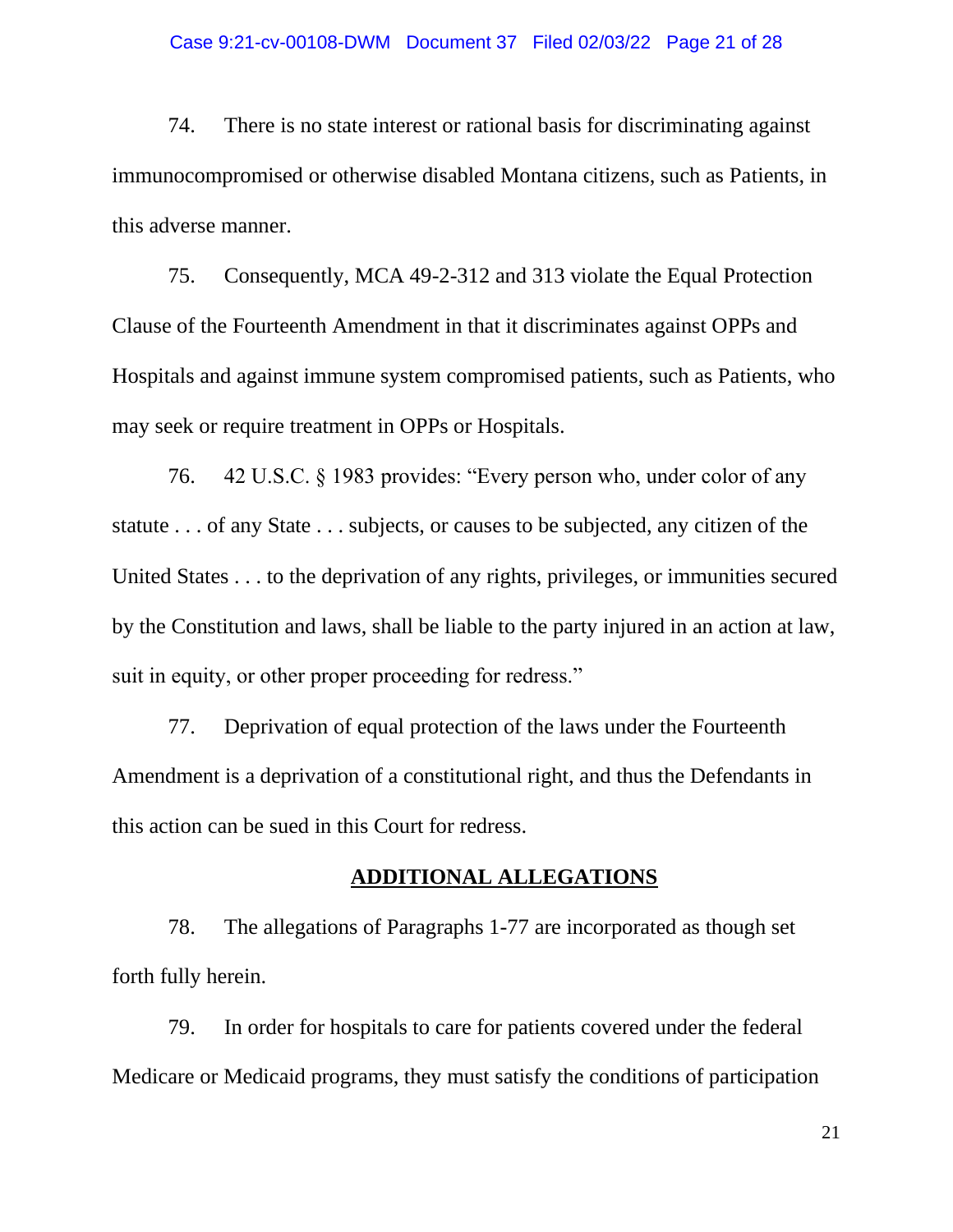74. There is no state interest or rational basis for discriminating against immunocompromised or otherwise disabled Montana citizens, such as Patients, in this adverse manner.

75. Consequently, MCA 49-2-312 and 313 violate the Equal Protection Clause of the Fourteenth Amendment in that it discriminates against OPPs and Hospitals and against immune system compromised patients, such as Patients, who may seek or require treatment in OPPs or Hospitals.

76. 42 U.S.C. § 1983 provides: "Every person who, under color of any statute . . . of any State . . . subjects, or causes to be subjected, any citizen of the United States . . . to the deprivation of any rights, privileges, or immunities secured by the Constitution and laws, shall be liable to the party injured in an action at law, suit in equity, or other proper proceeding for redress."

77. Deprivation of equal protection of the laws under the Fourteenth Amendment is a deprivation of a constitutional right, and thus the Defendants in this action can be sued in this Court for redress.

## ADDITIONAL ALLEGATIONS

78. The allegations of Paragraphs 1-77 are incorporated as though set forth fully herein.

79. In order for hospitals to care for patients covered under the federal Medicare or Medicaid programs, they must satisfy the conditions of participation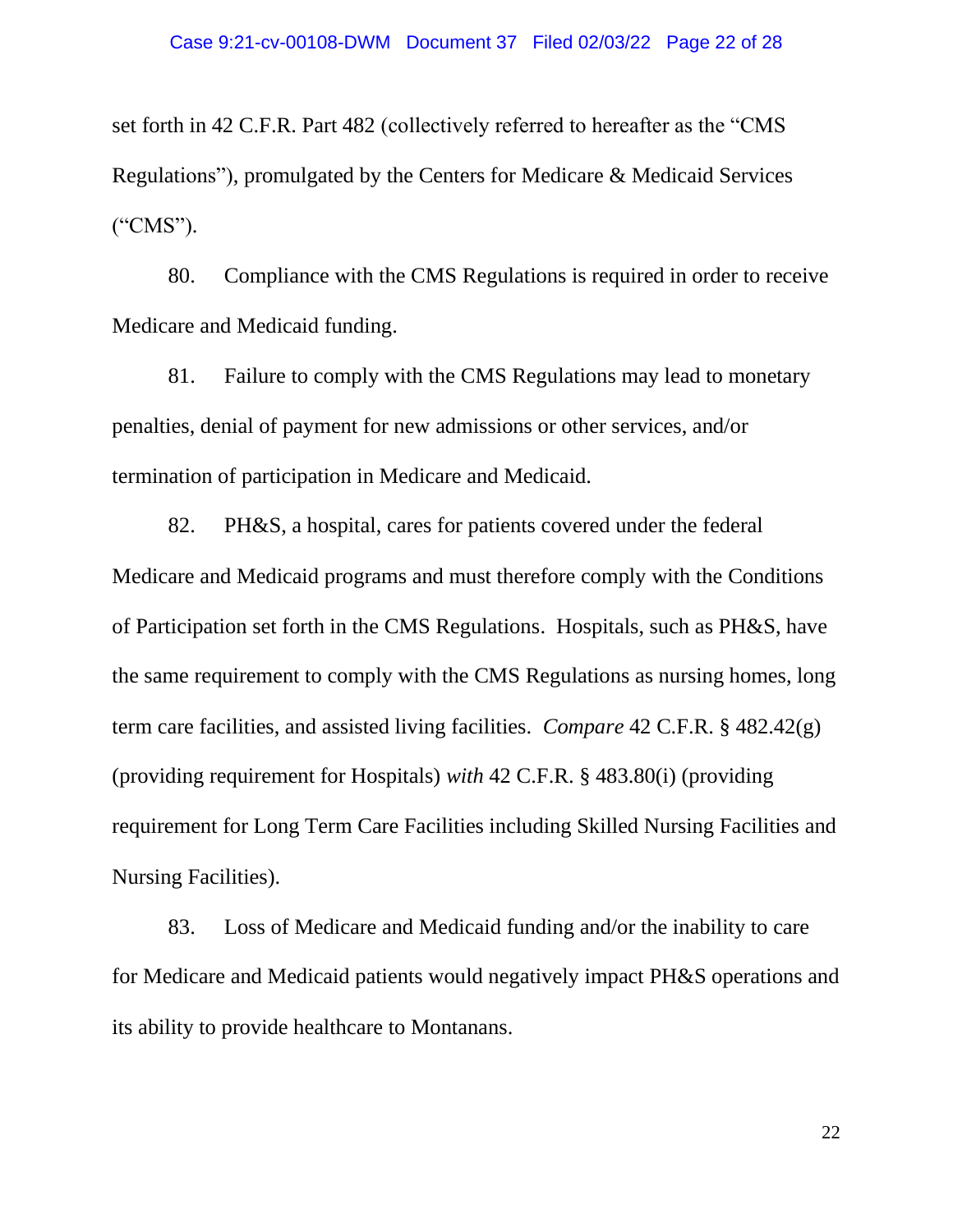set forth in 42 C.F.R. Part 482 (collectively referred to hereafter as the "CMS Regulations"), promulgated by the Centers for Medicare & Medicaid Services ("CMS").

80. Compliance with the CMS Regulations is required in order to receive Medicare and Medicaid funding.

81. Failure to comply with the CMS Regulations may lead to monetary penalties, denial of payment for new admissions or other services, and/or termination of participation in Medicare and Medicaid.

82. PH&S, a hospital, cares for patients covered under the federal Medicare and Medicaid programs and must therefore comply with the Conditions of Participation set forth in the CMS Regulations. Hospitals, such as PH&S, have the same requirement to comply with the CMS Regulations as nursing homes, long term care facilities, and assisted living facilities. *Compare* 42 C.F.R. § 482.42(g) (providing requirement for Hospitals) *with* 42 C.F.R. § 483.80(i) (providing requirement for Long Term Care Facilities including Skilled Nursing Facilities and Nursing Facilities).

83. Loss of Medicare and Medicaid funding and/or the inability to care for Medicare and Medicaid patients would negatively impact PH&S operations and its ability to provide healthcare to Montanans.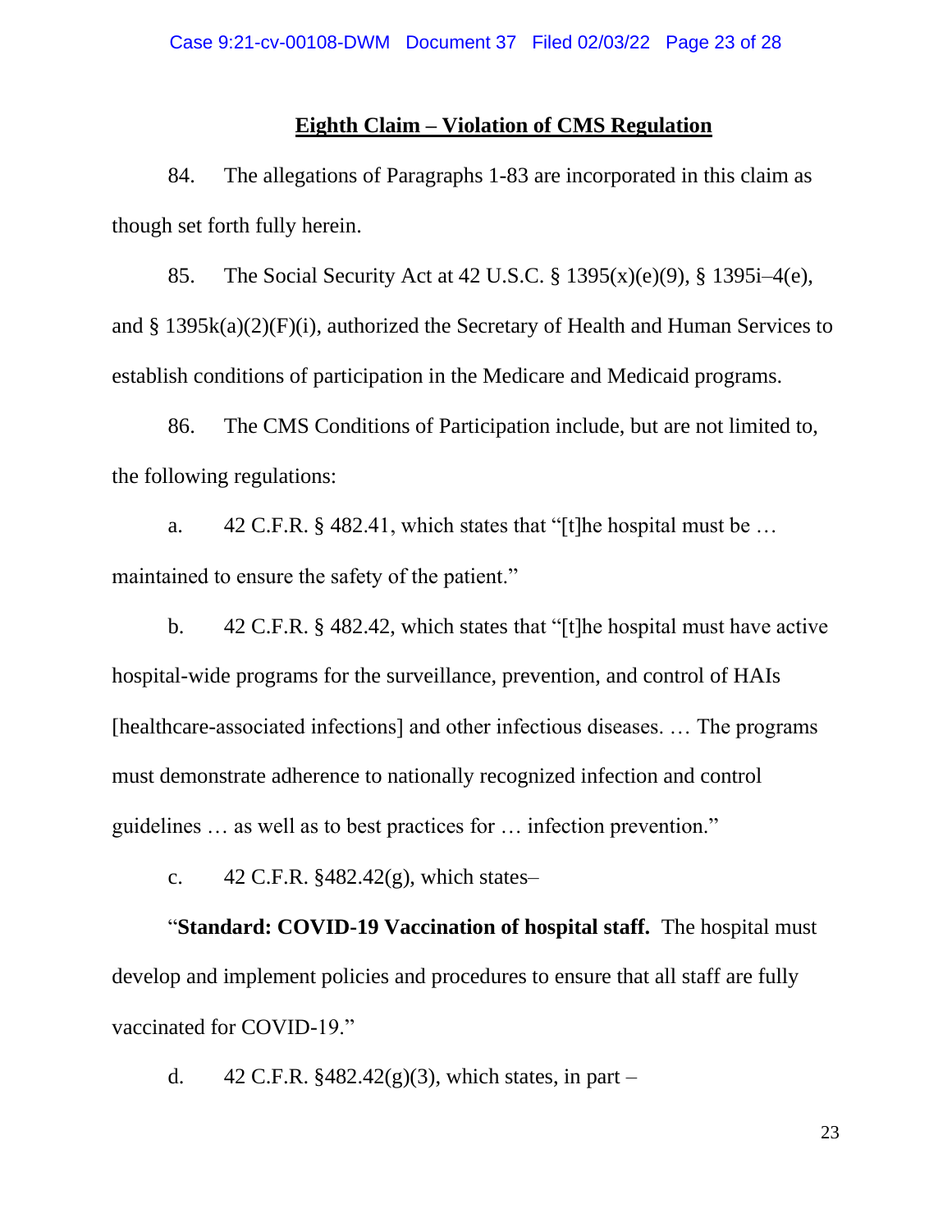## Eighth Claim – Violation of CMS Regulation

84. The allegations of Paragraphs 1-83 are incorporated in this claim as though set forth fully herein.

85. The Social Security Act at 42 U.S.C. § 1395(x)(e)(9), § 1395i–4(e), and § 1395k(a)(2)(F)(i), authorized the Secretary of Health and Human Services to establish conditions of participation in the Medicare and Medicaid programs.

86. The CMS Conditions of Participation include, but are not limited to, the following regulations:

a. 42 C.F.R. § 482.41, which states that "[t]he hospital must be … maintained to ensure the safety of the patient."

b. 42 C.F.R. § 482.42, which states that "[t]he hospital must have active hospital-wide programs for the surveillance, prevention, and control of HAIs [healthcare-associated infections] and other infectious diseases. … The programs must demonstrate adherence to nationally recognized infection and control guidelines … as well as to best practices for … infection prevention."

c. 42 C.F.R. §482.42(g), which states–

"**Standard: COVID-19 Vaccination of hospital staff.** The hospital must develop and implement policies and procedures to ensure that all staff are fully vaccinated for COVID-19."

d. 42 C.F.R. §482.42(g)(3), which states, in part –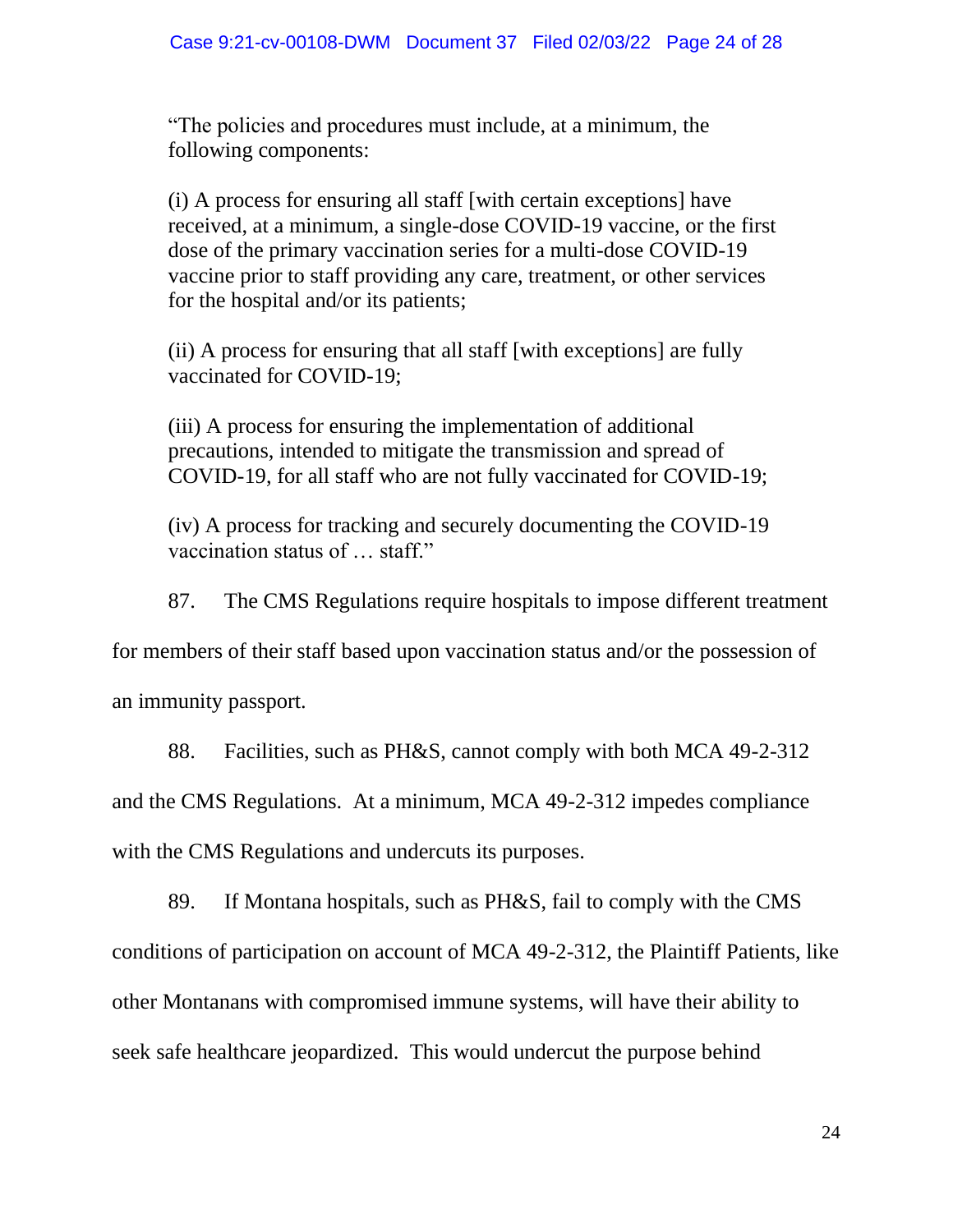> "The policies and procedures must include, at a minimum, the following components:
>
> (i) A process for ensuring all staff [with certain exceptions] have received, at a minimum, a single-dose COVID-19 vaccine, or the first dose of the primary vaccination series for a multi-dose COVID-19 vaccine prior to staff providing any care, treatment, or other services for the hospital and/or its patients;
>
> (ii) A process for ensuring that all staff [with exceptions] are fully vaccinated for COVID-19;
>
> (iii) A process for ensuring the implementation of additional precautions, intended to mitigate the transmission and spread of COVID-19, for all staff who are not fully vaccinated for COVID-19;
>
> (iv) A process for tracking and securely documenting the COVID-19 vaccination status of … staff."

87. The CMS Regulations require hospitals to impose different treatment for members of their staff based upon vaccination status and/or the possession of an immunity passport.

88. Facilities, such as PH&S, cannot comply with both MCA 49-2-312 and the CMS Regulations. At a minimum, MCA 49-2-312 impedes compliance with the CMS Regulations and undercuts its purposes.

89. If Montana hospitals, such as PH&S, fail to comply with the CMS conditions of participation on account of MCA 49-2-312, the Plaintiff Patients, like other Montanans with compromised immune systems, will have their ability to seek safe healthcare jeopardized. This would undercut the purpose behind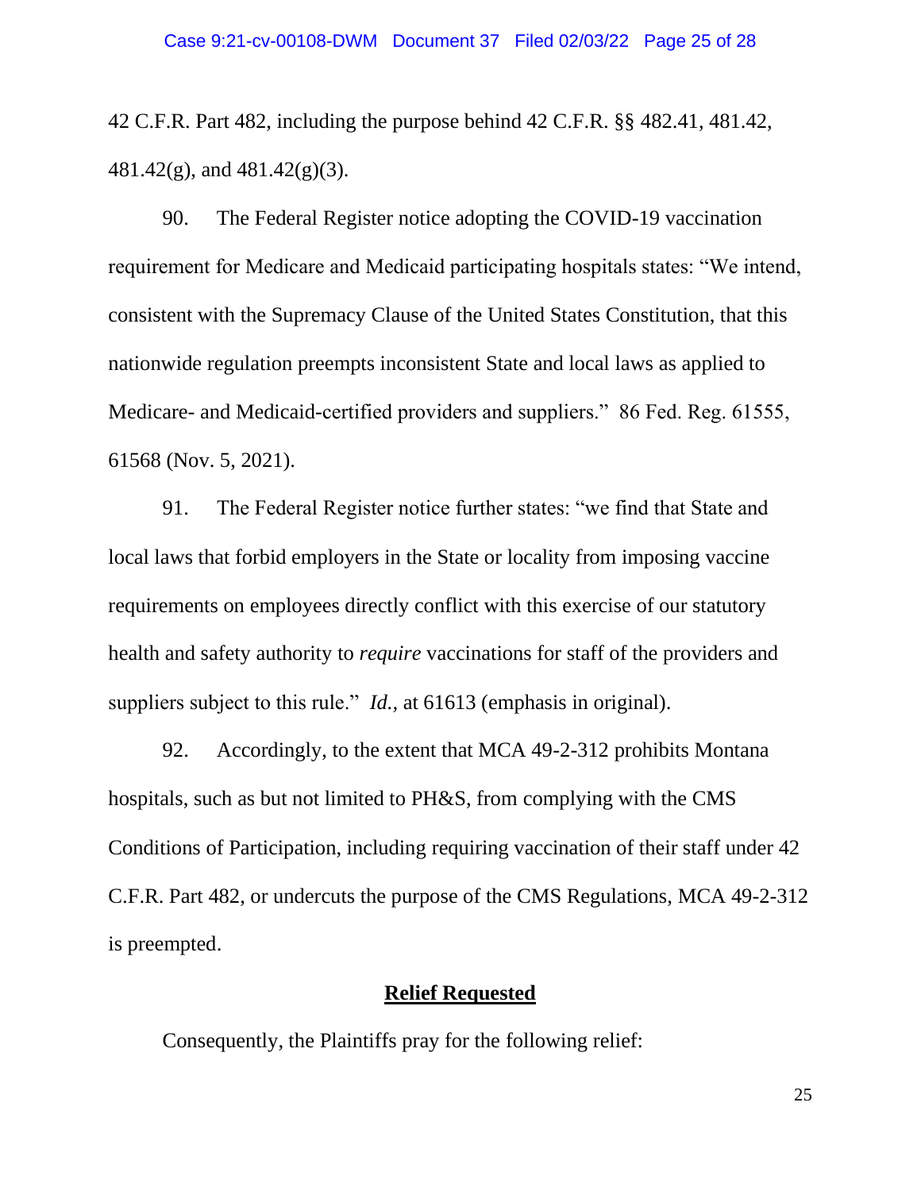42 C.F.R. Part 482, including the purpose behind 42 C.F.R. §§ 482.41, 481.42, 481.42(g), and 481.42(g)(3).

90. The Federal Register notice adopting the COVID-19 vaccination requirement for Medicare and Medicaid participating hospitals states: "We intend, consistent with the Supremacy Clause of the United States Constitution, that this nationwide regulation preempts inconsistent State and local laws as applied to Medicare- and Medicaid-certified providers and suppliers." 86 Fed. Reg. 61555, 61568 (Nov. 5, 2021).

91. The Federal Register notice further states: "we find that State and local laws that forbid employers in the State or locality from imposing vaccine requirements on employees directly conflict with this exercise of our statutory health and safety authority to *require* vaccinations for staff of the providers and suppliers subject to this rule." *Id.*, at 61613 (emphasis in original).

92. Accordingly, to the extent that MCA 49-2-312 prohibits Montana hospitals, such as but not limited to PH&S, from complying with the CMS Conditions of Participation, including requiring vaccination of their staff under 42 C.F.R. Part 482, or undercuts the purpose of the CMS Regulations, MCA 49-2-312 is preempted.

## **Relief Requested**

Consequently, the Plaintiffs pray for the following relief: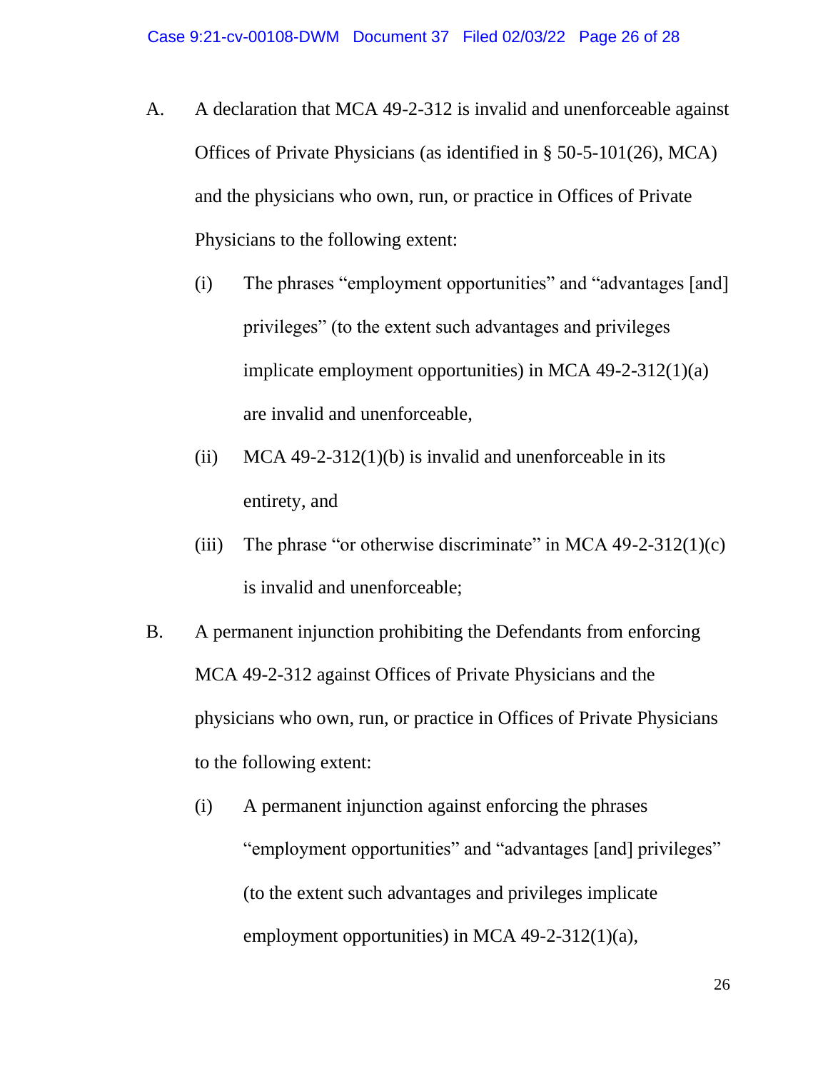A. A declaration that MCA 49-2-312 is invalid and unenforceable against Offices of Private Physicians (as identified in § 50-5-101(26), MCA) and the physicians who own, run, or practice in Offices of Private Physicians to the following extent:

   (i) The phrases "employment opportunities" and "advantages [and] privileges" (to the extent such advantages and privileges implicate employment opportunities) in MCA 49-2-312(1)(a) are invalid and unenforceable,

   (ii) MCA 49-2-312(1)(b) is invalid and unenforceable in its entirety, and

   (iii) The phrase "or otherwise discriminate" in MCA 49-2-312(1)(c) is invalid and unenforceable;

B. A permanent injunction prohibiting the Defendants from enforcing MCA 49-2-312 against Offices of Private Physicians and the physicians who own, run, or practice in Offices of Private Physicians to the following extent:

   (i) A permanent injunction against enforcing the phrases "employment opportunities" and "advantages [and] privileges" (to the extent such advantages and privileges implicate employment opportunities) in MCA 49-2-312(1)(a),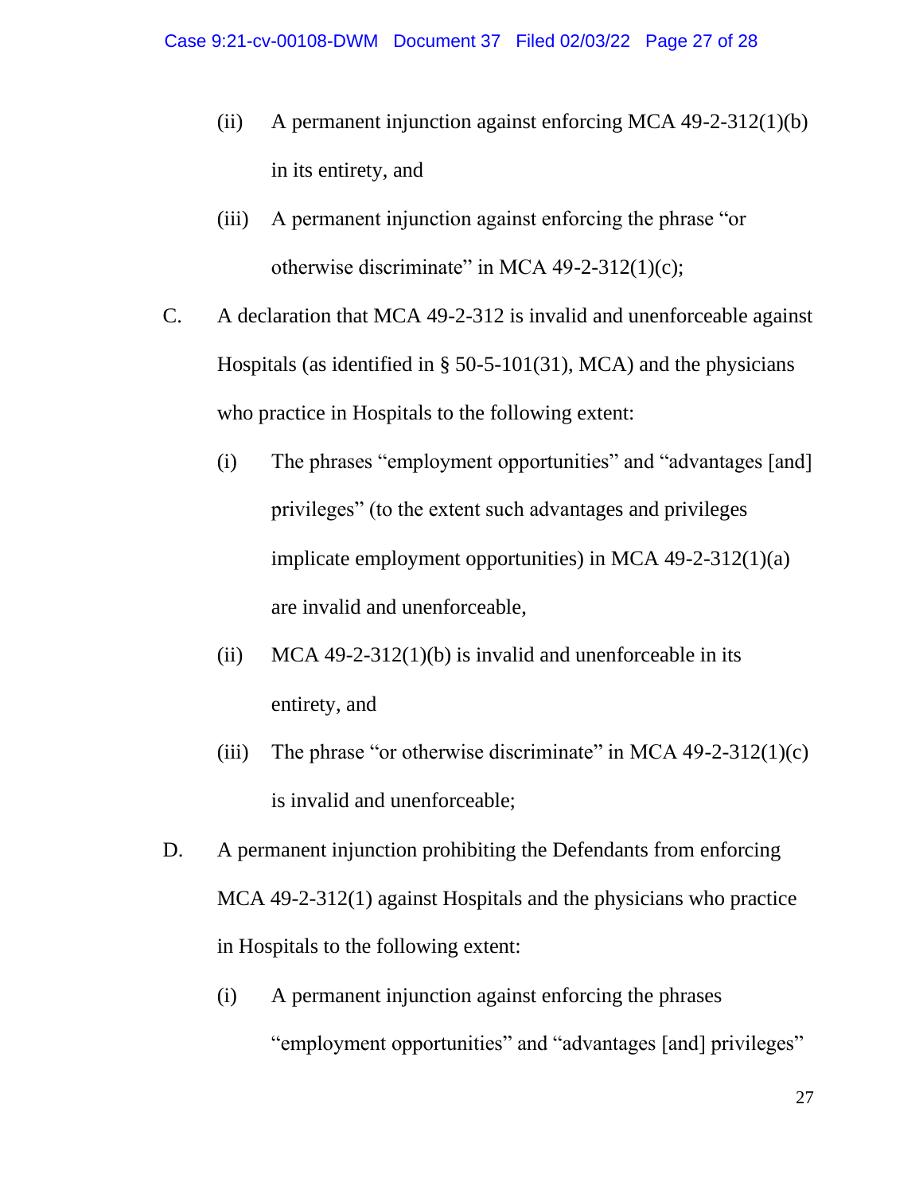(ii) A permanent injunction against enforcing MCA 49-2-312(1)(b) in its entirety, and

(iii) A permanent injunction against enforcing the phrase "or otherwise discriminate" in MCA 49-2-312(1)(c);

C. A declaration that MCA 49-2-312 is invalid and unenforceable against Hospitals (as identified in § 50-5-101(31), MCA) and the physicians who practice in Hospitals to the following extent:

(i) The phrases "employment opportunities" and "advantages [and] privileges" (to the extent such advantages and privileges implicate employment opportunities) in MCA 49-2-312(1)(a) are invalid and unenforceable,

(ii) MCA 49-2-312(1)(b) is invalid and unenforceable in its entirety, and

(iii) The phrase "or otherwise discriminate" in MCA 49-2-312(1)(c) is invalid and unenforceable;

D. A permanent injunction prohibiting the Defendants from enforcing MCA 49-2-312(1) against Hospitals and the physicians who practice in Hospitals to the following extent:

(i) A permanent injunction against enforcing the phrases "employment opportunities" and "advantages [and] privileges"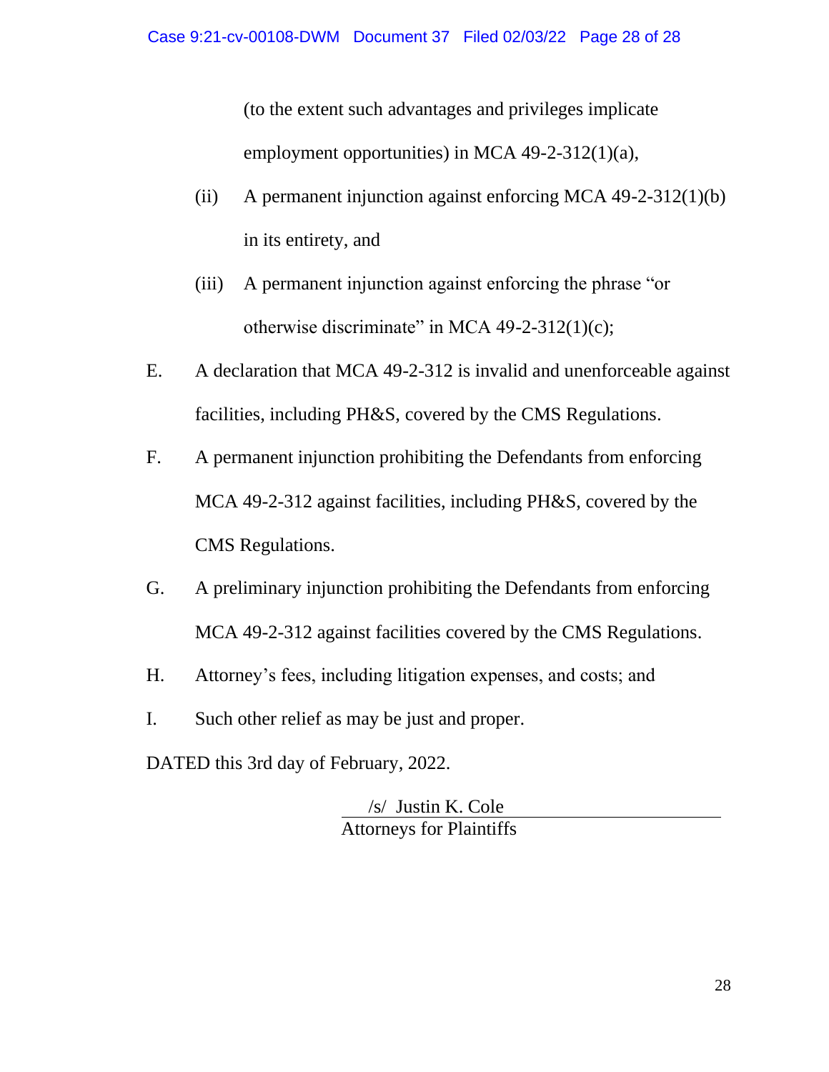(to the extent such advantages and privileges implicate employment opportunities) in MCA 49-2-312(1)(a),

(ii) A permanent injunction against enforcing MCA 49-2-312(1)(b) in its entirety, and

(iii) A permanent injunction against enforcing the phrase "or otherwise discriminate" in MCA 49-2-312(1)(c);

E. A declaration that MCA 49-2-312 is invalid and unenforceable against facilities, including PH&S, covered by the CMS Regulations.

F. A permanent injunction prohibiting the Defendants from enforcing MCA 49-2-312 against facilities, including PH&S, covered by the CMS Regulations.

G. A preliminary injunction prohibiting the Defendants from enforcing MCA 49-2-312 against facilities covered by the CMS Regulations.

H. Attorney's fees, including litigation expenses, and costs; and

I. Such other relief as may be just and proper.

DATED this 3rd day of February, 2022.

/s/ Justin K. Cole
Attorneys for Plaintiffs